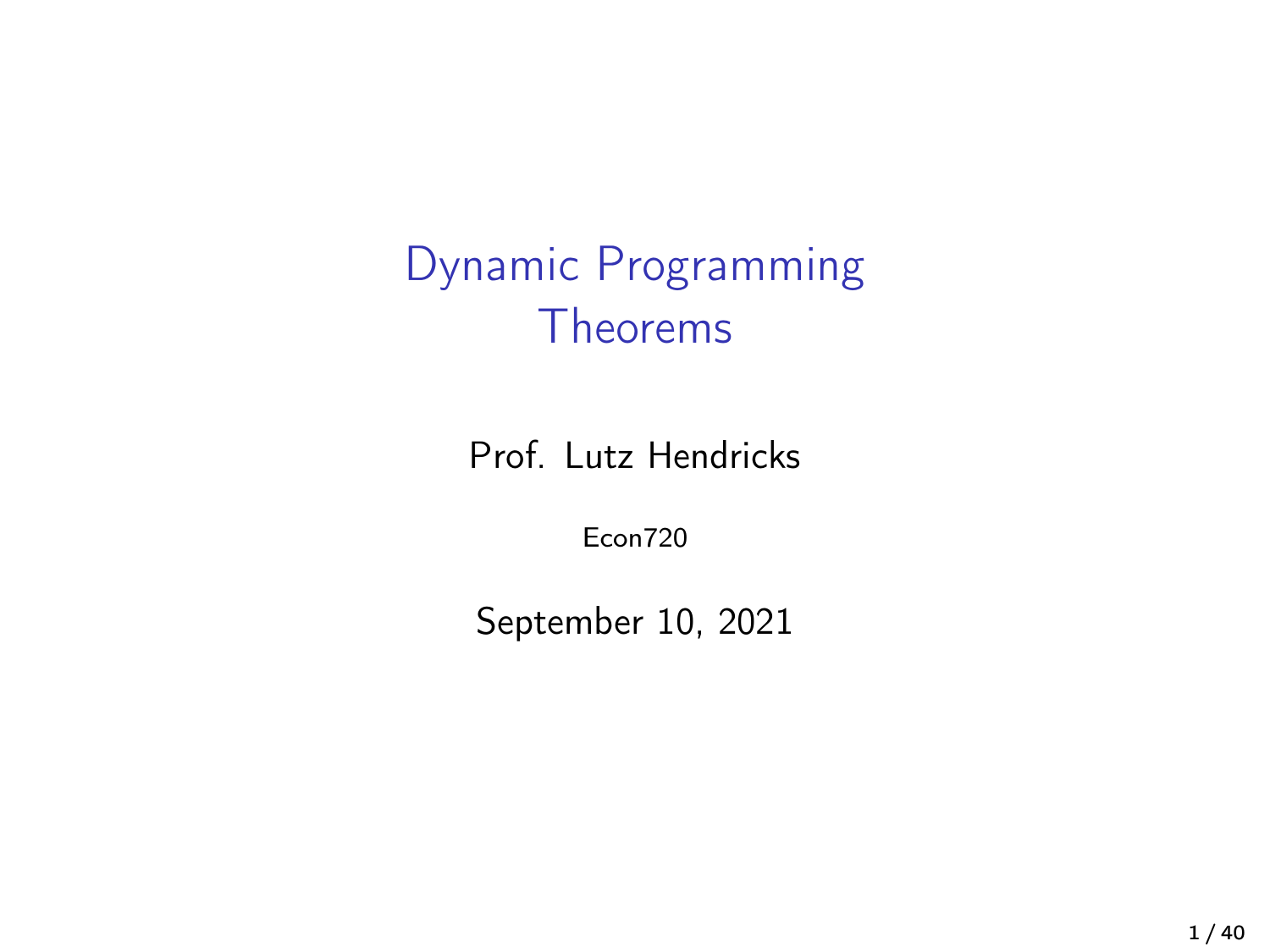# Dynamic Programming Theorems

Prof. Lutz Hendricks

Econ720

September 10, 2021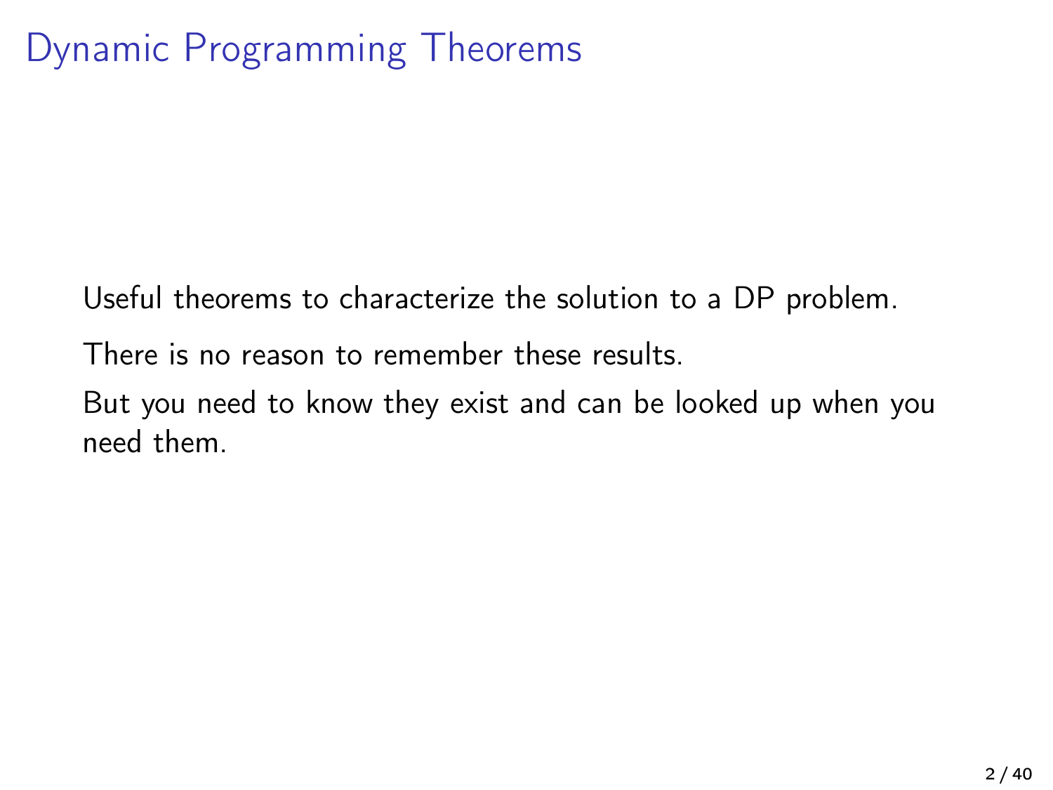# Dynamic Programming Theorems

Useful theorems to characterize the solution to a DP problem.

There is no reason to remember these results.

But you need to know they exist and can be looked up when you need them.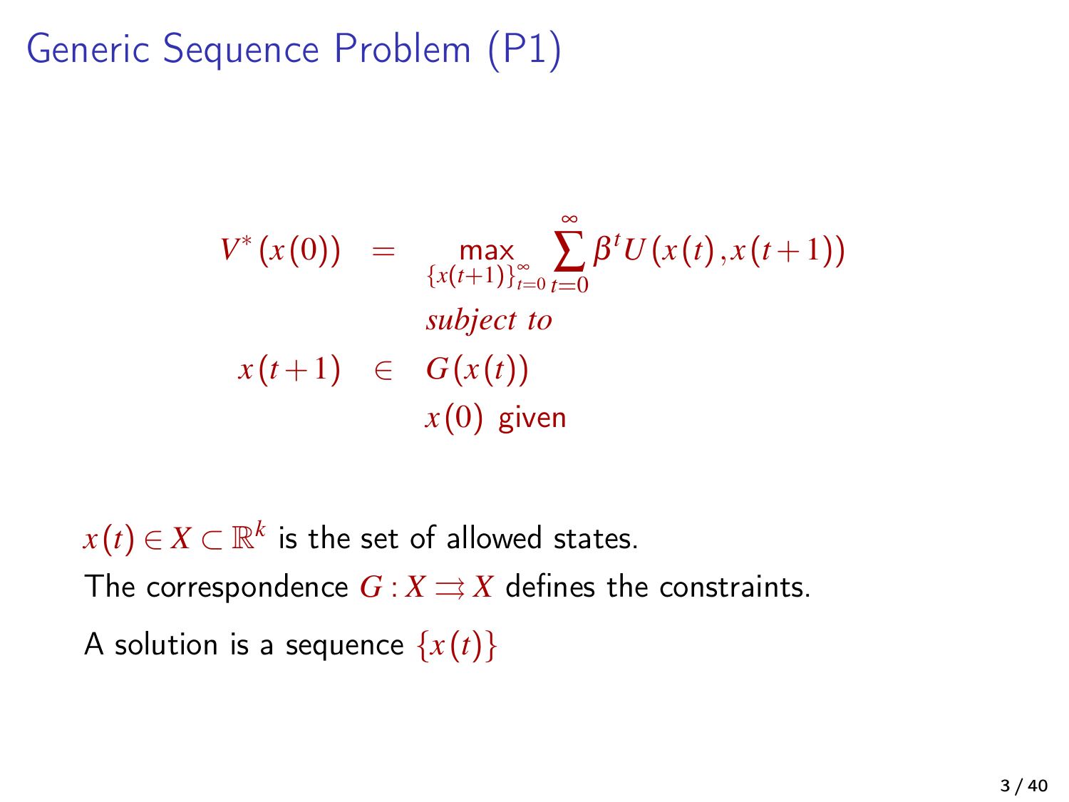# Generic Sequence Problem (P1)

$$
\begin{aligned}
V^*(x(0)) &= \max_{\{x(t+1)\}_{t=0}^{\infty}} \sum_{t=0}^{\infty} \beta^t U(x(t), x(t+1)) \\
& \quad \textit{subject to} \\
x(t+1) &\in G(x(t)) \\
& \quad x(0) \text{ given}
\end{aligned}
$$

$x(t) \in X \subset \mathbb{R}^k$ is the set of allowed states.

The correspondence $G : X \rightrightarrows X$ defines the constraints.

A solution is a sequence $\{x(t)\}$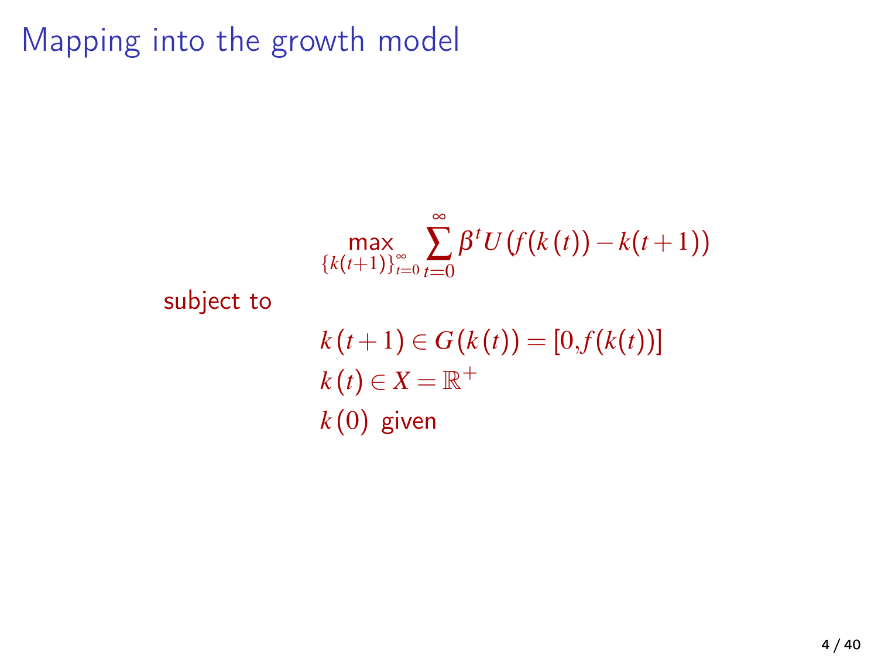# Mapping into the growth model

$$\max_{\{k(t+1)\}_{t=0}^{\infty}} \sum_{t=0}^{\infty} \beta^t U(f(k(t)) - k(t+1))$$

subject to

$$k(t+1) \in G(k(t)) = [0, f(k(t))]$$

$$k(t) \in X = \mathbb{R}^+$$

$$k(0) \text{ given}$$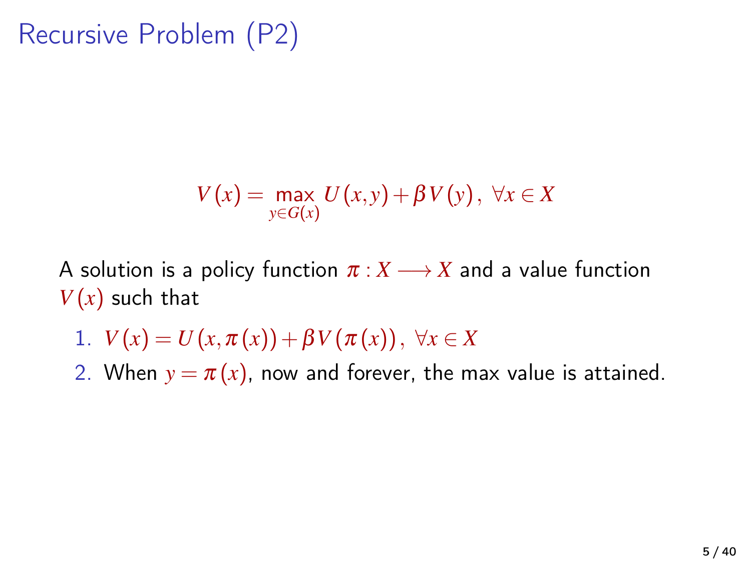# Recursive Problem (P2)

$$V(x) = \max_{y \in G(x)} U(x,y) + \beta V(y), \ \forall x \in X$$

A solution is a policy function $\pi : X \longrightarrow X$ and a value function $V(x)$ such that

1. $V(x) = U(x, \pi(x)) + \beta V(\pi(x)), \ \forall x \in X$
2. When $y = \pi(x)$, now and forever, the max value is attained.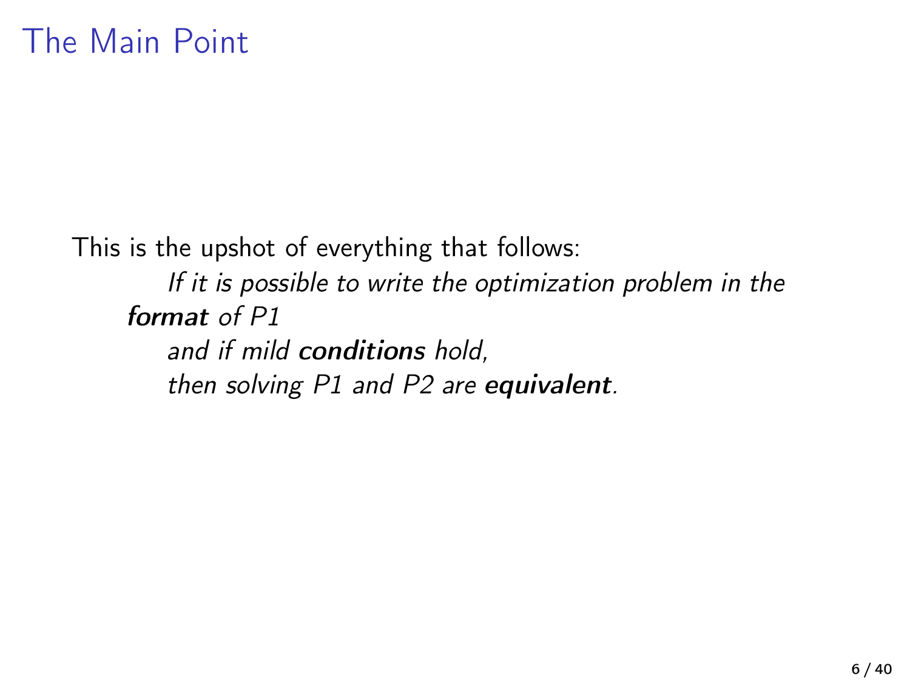# The Main Point

This is the upshot of everything that follows:

> *If it is possible to write the optimization problem in the* ***format*** *of P1*
>
> *and if mild* ***conditions*** *hold,*
>
> *then solving P1 and P2 are* ***equivalent****.*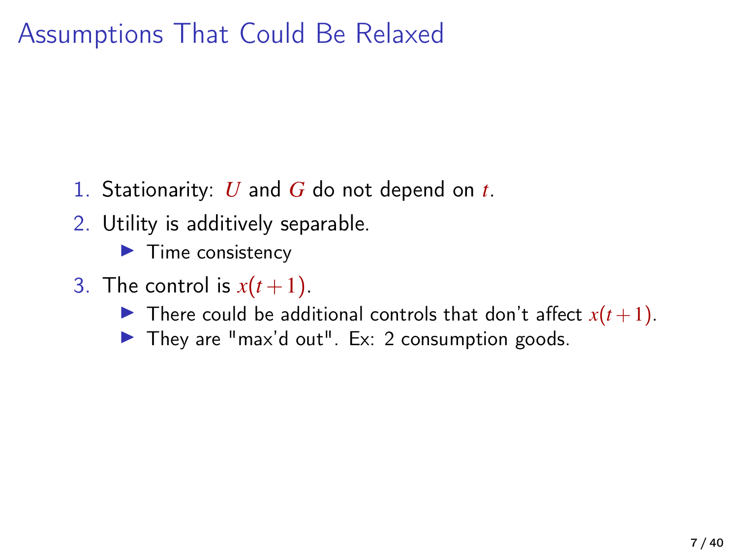# Assumptions That Could Be Relaxed

1. Stationarity: $U$ and $G$ do not depend on $t$.
2. Utility is additively separable.
   - Time consistency
3. The control is $x(t+1)$.
   - There could be additional controls that don't affect $x(t+1)$.
   - They are "max'd out". Ex: 2 consumption goods.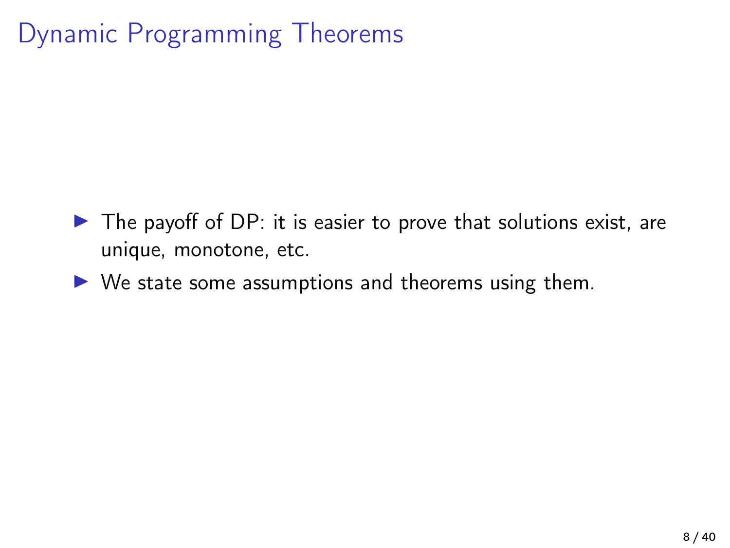# Dynamic Programming Theorems

- The payoff of DP: it is easier to prove that solutions exist, are unique, monotone, etc.
- We state some assumptions and theorems using them.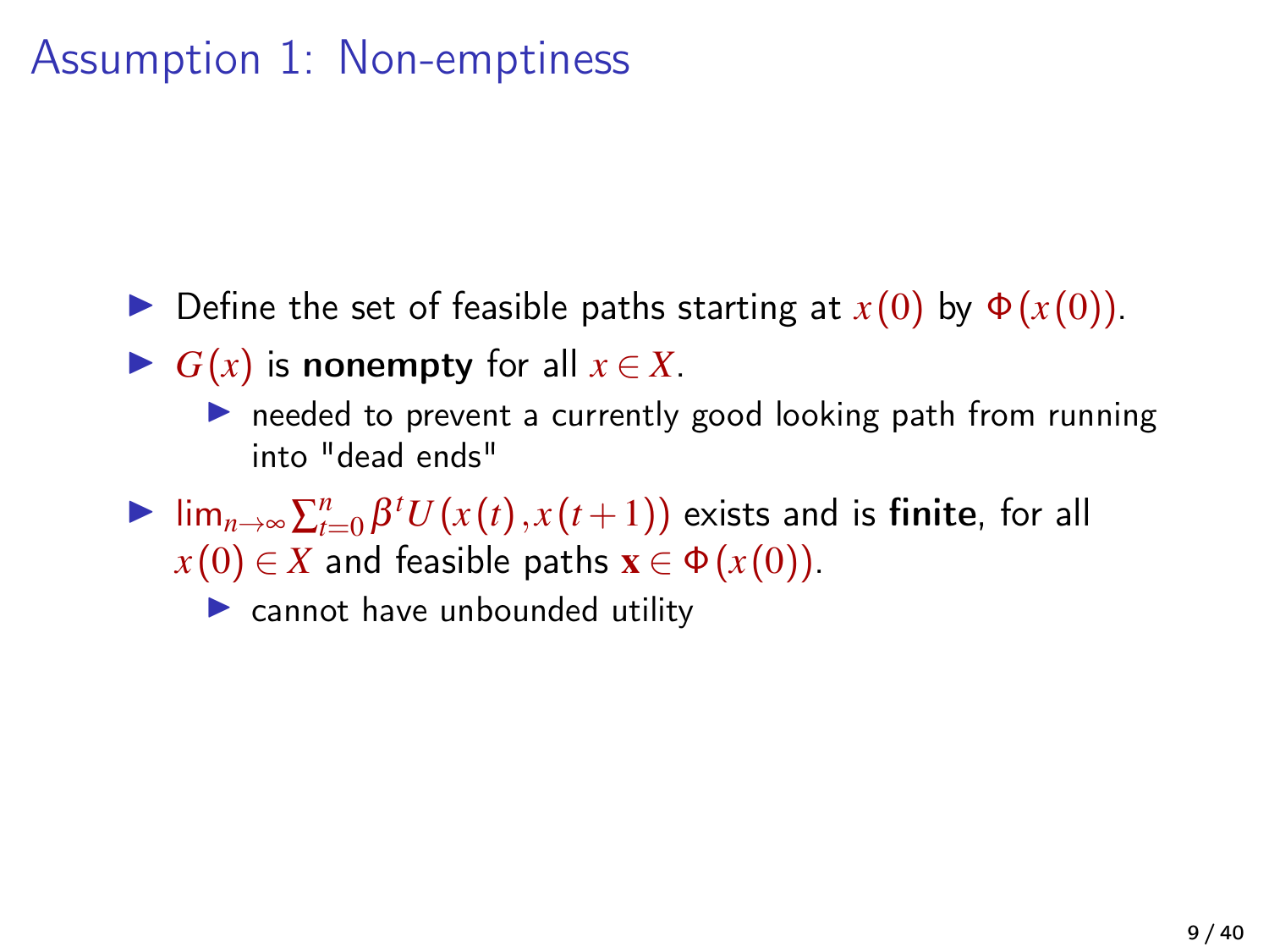# Assumption 1: Non-emptiness

- Define the set of feasible paths starting at $x(0)$ by $\Phi(x(0))$.
- $G(x)$ is **nonempty** for all $x \in X$.
  - needed to prevent a currently good looking path from running into "dead ends"
- $\lim_{n\to\infty} \sum_{t=0}^{n} \beta^t U(x(t), x(t+1))$ exists and is **finite**, for all $x(0) \in X$ and feasible paths $\mathbf{x} \in \Phi(x(0))$.
  - cannot have unbounded utility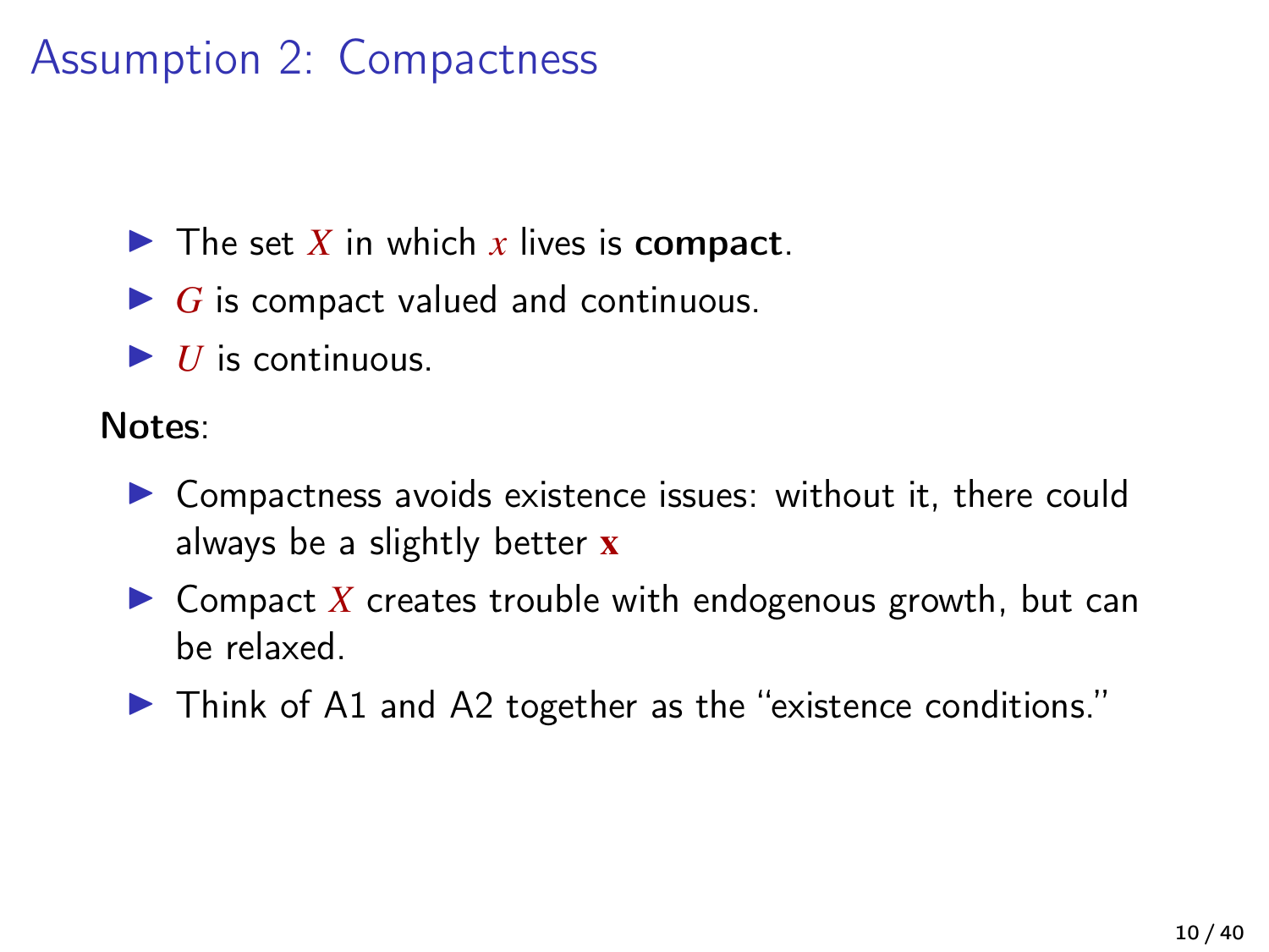# Assumption 2: Compactness

- The set $X$ in which $x$ lives is **compact**.
- $G$ is compact valued and continuous.
- $U$ is continuous.

**Notes**:

- Compactness avoids existence issues: without it, there could always be a slightly better $\mathbf{x}$
- Compact $X$ creates trouble with endogenous growth, but can be relaxed.
- Think of A1 and A2 together as the "existence conditions."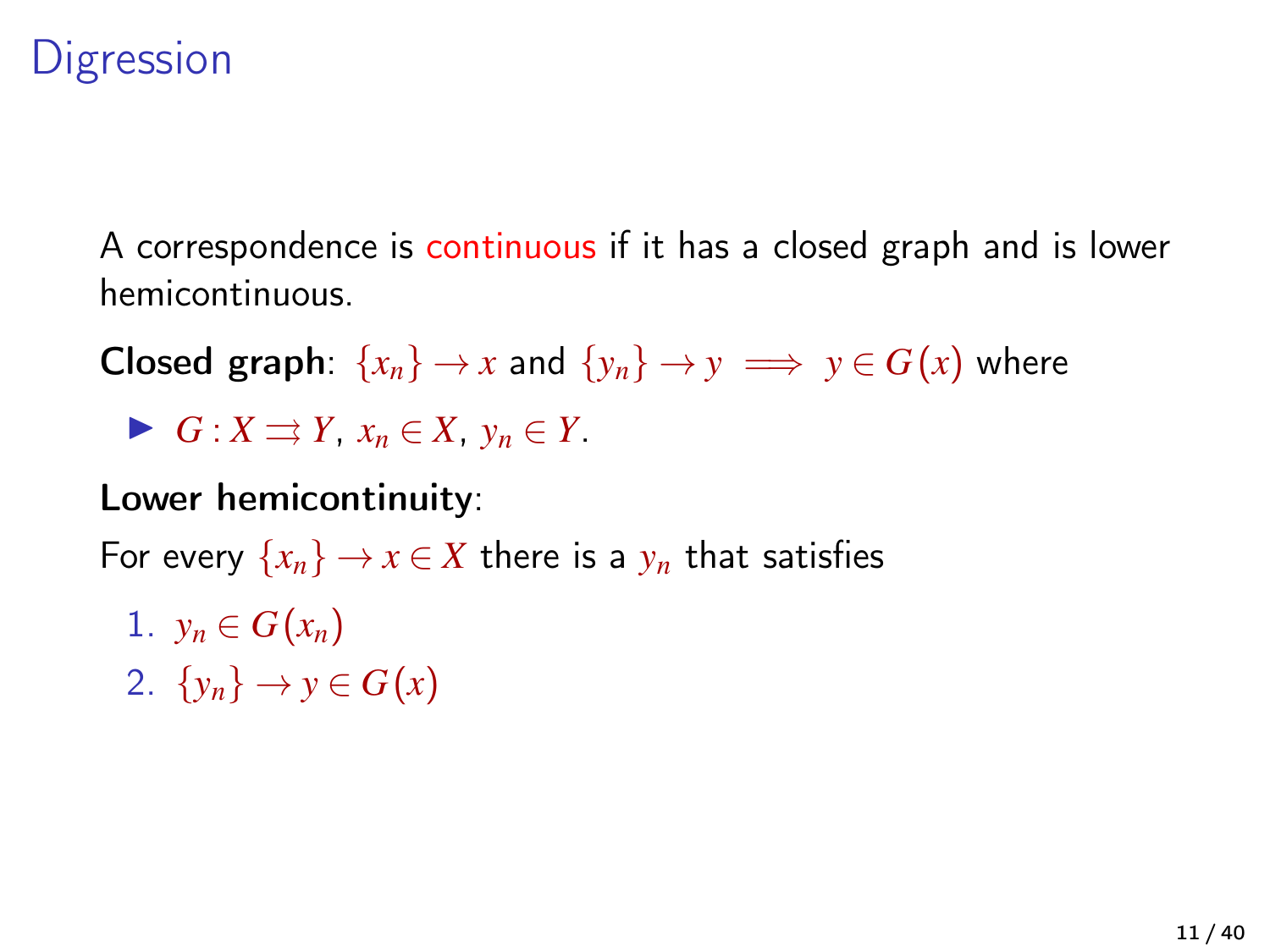# Digression

A correspondence is continuous if it has a closed graph and is lower hemicontinuous.

**Closed graph**: $\{x_n\} \to x$ and $\{y_n\} \to y \implies y \in G(x)$ where

- $G : X \rightrightarrows Y$, $x_n \in X$, $y_n \in Y$.

**Lower hemicontinuity**:

For every $\{x_n\} \to x \in X$ there is a $y_n$ that satisfies

1. $y_n \in G(x_n)$
2. $\{y_n\} \to y \in G(x)$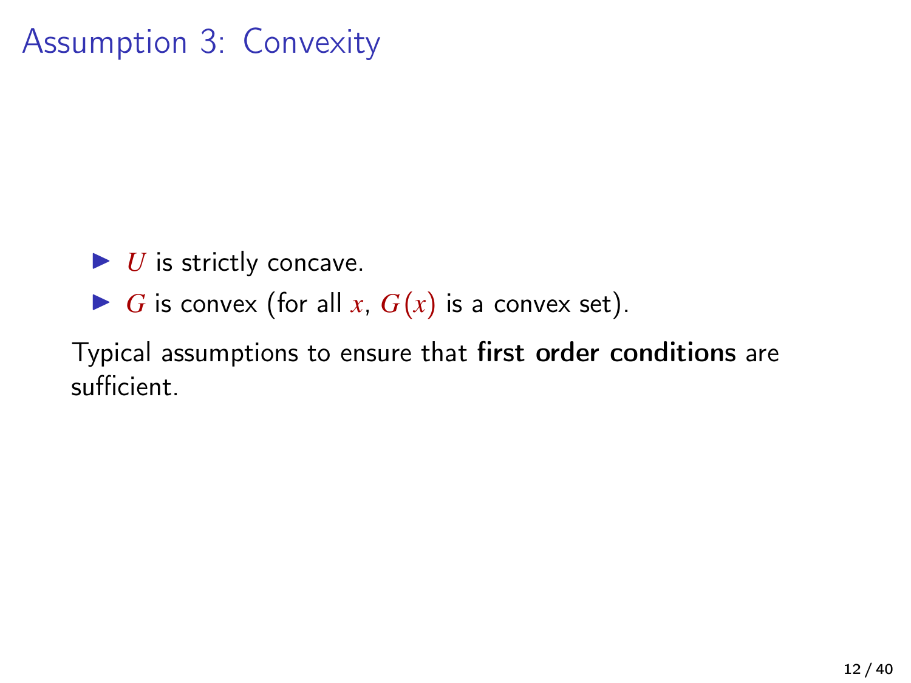# Assumption 3: Convexity

- $U$ is strictly concave.
- $G$ is convex (for all $x$, $G(x)$ is a convex set).

Typical assumptions to ensure that **first order conditions** are sufficient.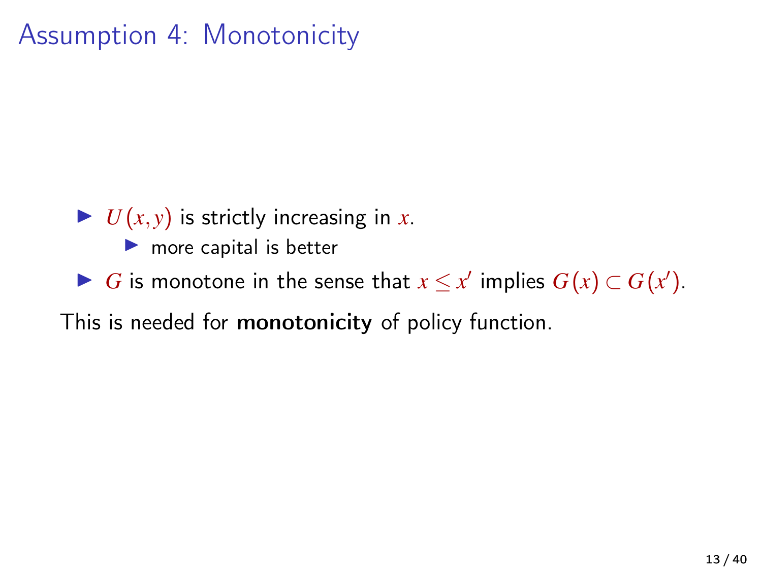# Assumption 4: Monotonicity

- $U(x,y)$ is strictly increasing in $x$.
  - more capital is better
- $G$ is monotone in the sense that $x \leq x'$ implies $G(x) \subset G(x')$.

This is needed for **monotonicity** of policy function.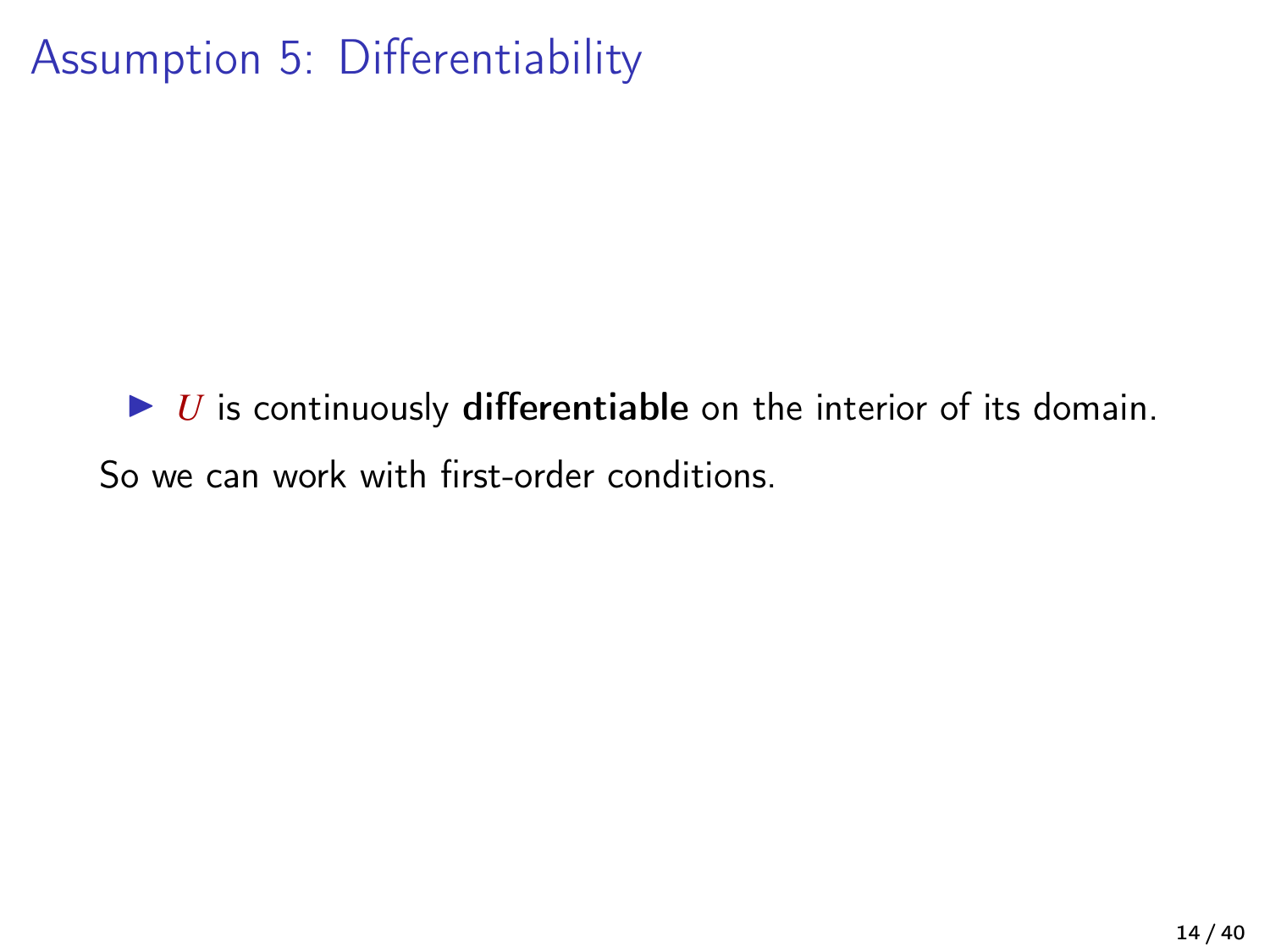# Assumption 5: Differentiability

- $U$ is continuously **differentiable** on the interior of its domain.

So we can work with first-order conditions.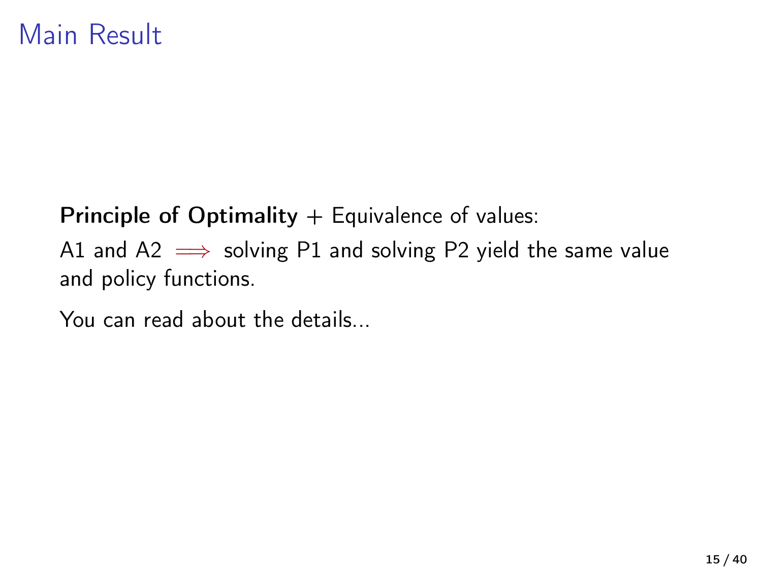# Main Result

**Principle of Optimality** + Equivalence of values:

A1 and A2 $\Longrightarrow$ solving P1 and solving P2 yield the same value and policy functions.

You can read about the details...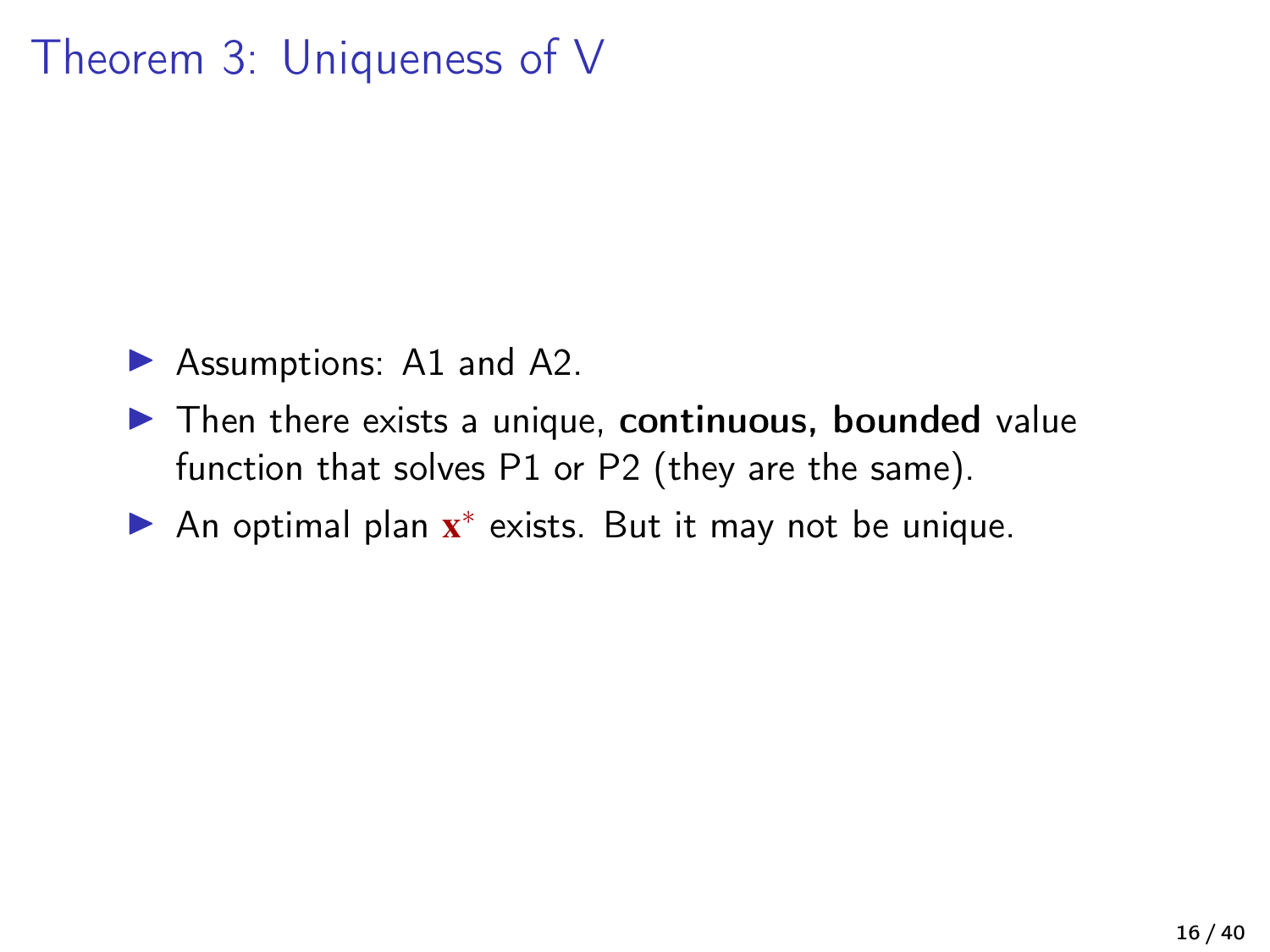# Theorem 3: Uniqueness of V

- Assumptions: A1 and A2.
- Then there exists a unique, **continuous, bounded** value function that solves P1 or P2 (they are the same).
- An optimal plan $\mathbf{x}^*$ exists. But it may not be unique.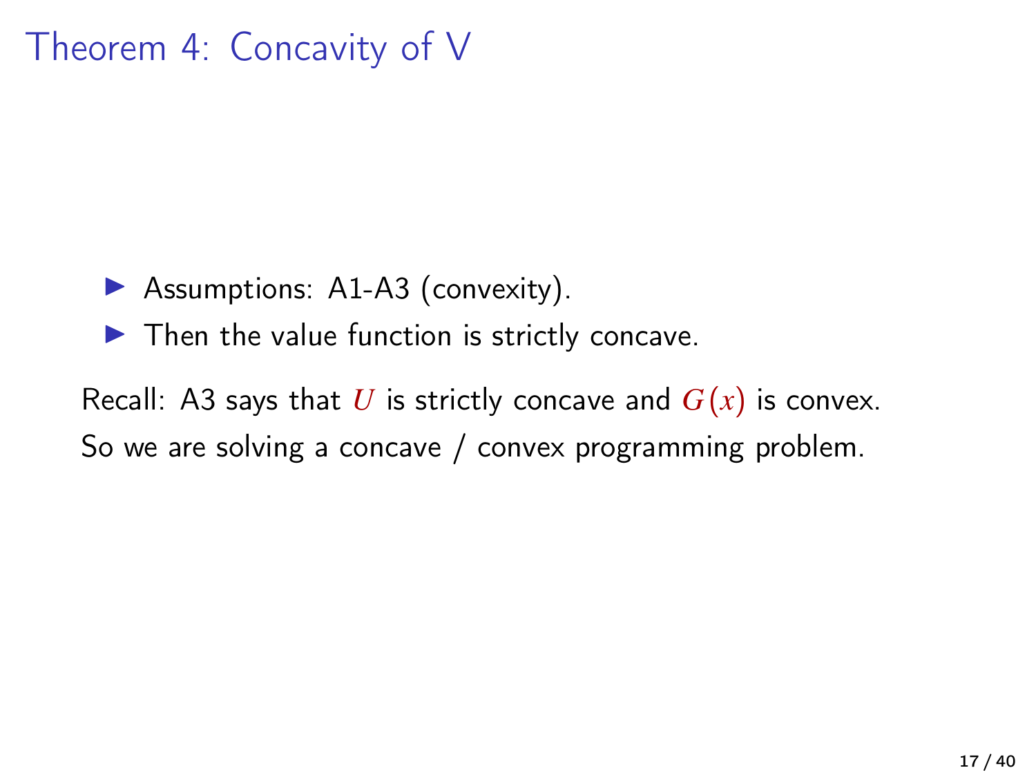# Theorem 4: Concavity of V

- Assumptions: A1-A3 (convexity).
- Then the value function is strictly concave.

Recall: A3 says that $U$ is strictly concave and $G(x)$ is convex.

So we are solving a concave / convex programming problem.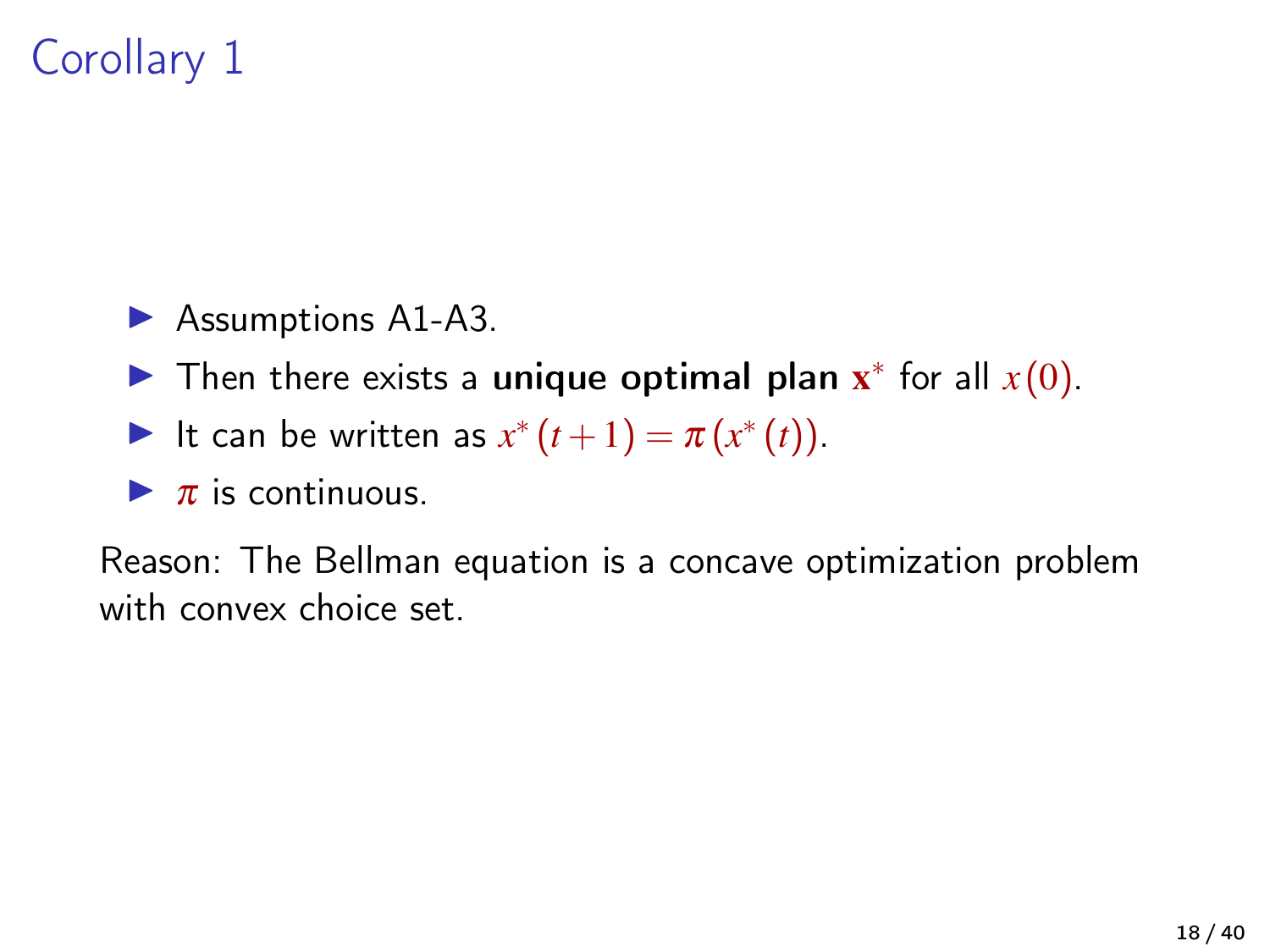# Corollary 1

- Assumptions A1-A3.
- Then there exists a **unique optimal plan** $\mathbf{x}^*$ for all $x(0)$.
- It can be written as $x^*(t+1) = \pi(x^*(t))$.
- $\pi$ is continuous.

Reason: The Bellman equation is a concave optimization problem with convex choice set.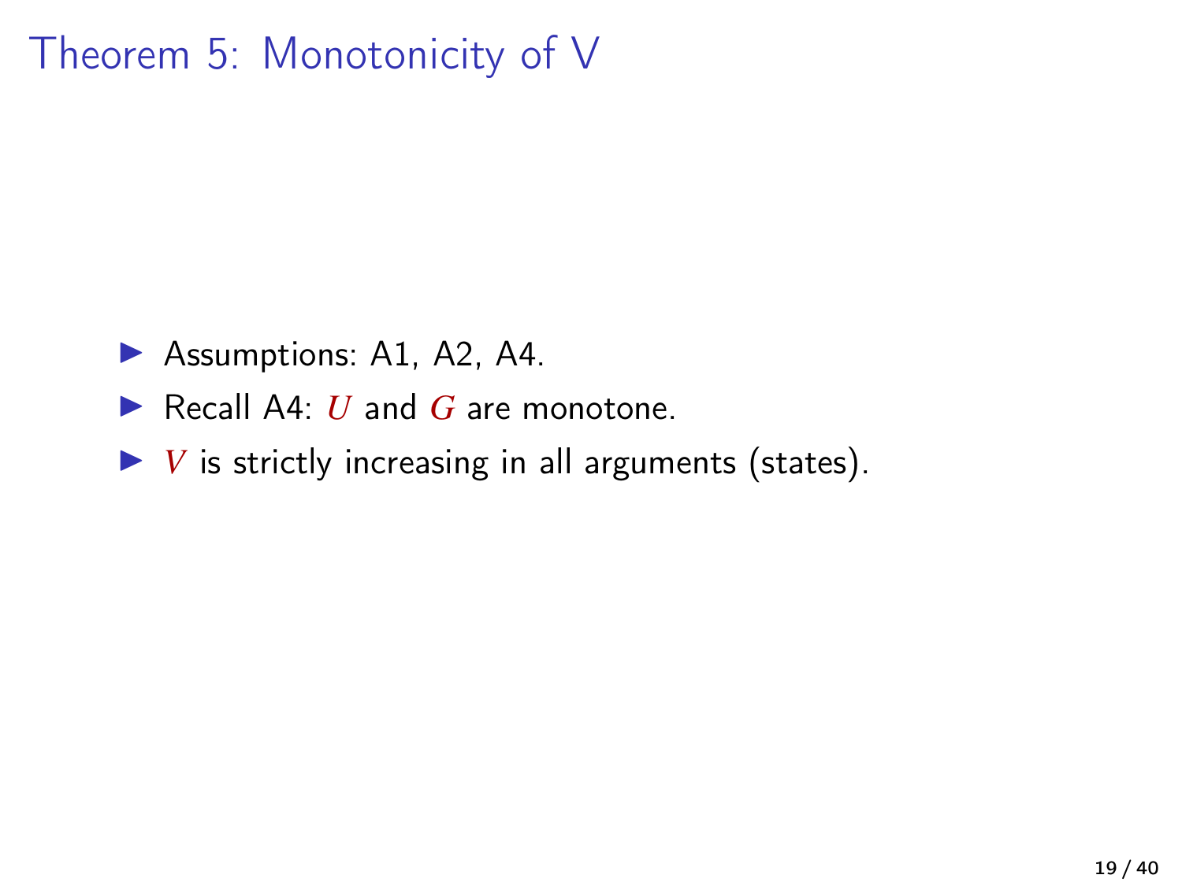# Theorem 5: Monotonicity of V

- Assumptions: A1, A2, A4.
- Recall A4: $U$ and $G$ are monotone.
- $V$ is strictly increasing in all arguments (states).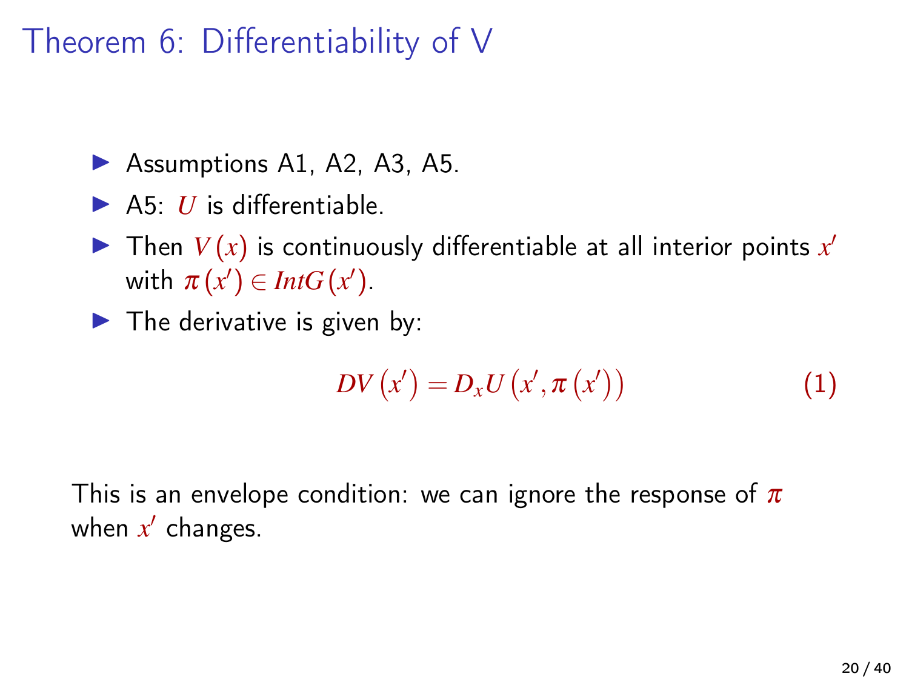# Theorem 6: Differentiability of V

- Assumptions A1, A2, A3, A5.
- A5: $U$ is differentiable.
- Then $V(x)$ is continuously differentiable at all interior points $x'$ with $\pi(x') \in IntG(x')$.
- The derivative is given by:

$$DV(x') = D_x U(x', \pi(x')) \tag{1}$$

This is an envelope condition: we can ignore the response of $\pi$ when $x'$ changes.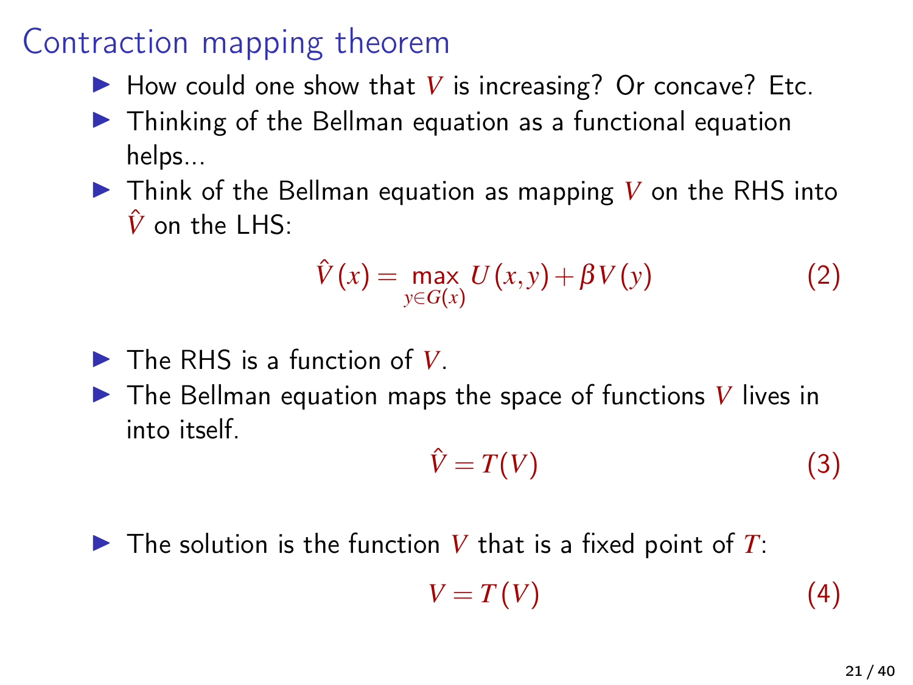# Contraction mapping theorem

- How could one show that $V$ is increasing? Or concave? Etc.
- Thinking of the Bellman equation as a functional equation helps...
- Think of the Bellman equation as mapping $V$ on the RHS into $\hat{V}$ on the LHS:

$$\hat{V}(x) = \max_{y \in G(x)} U(x,y) + \beta V(y) \tag{2}$$

- The RHS is a function of $V$.
- The Bellman equation maps the space of functions $V$ lives in into itself.

$$\hat{V} = T(V) \tag{3}$$

- The solution is the function $V$ that is a fixed point of $T$:

$$V = T(V) \tag{4}$$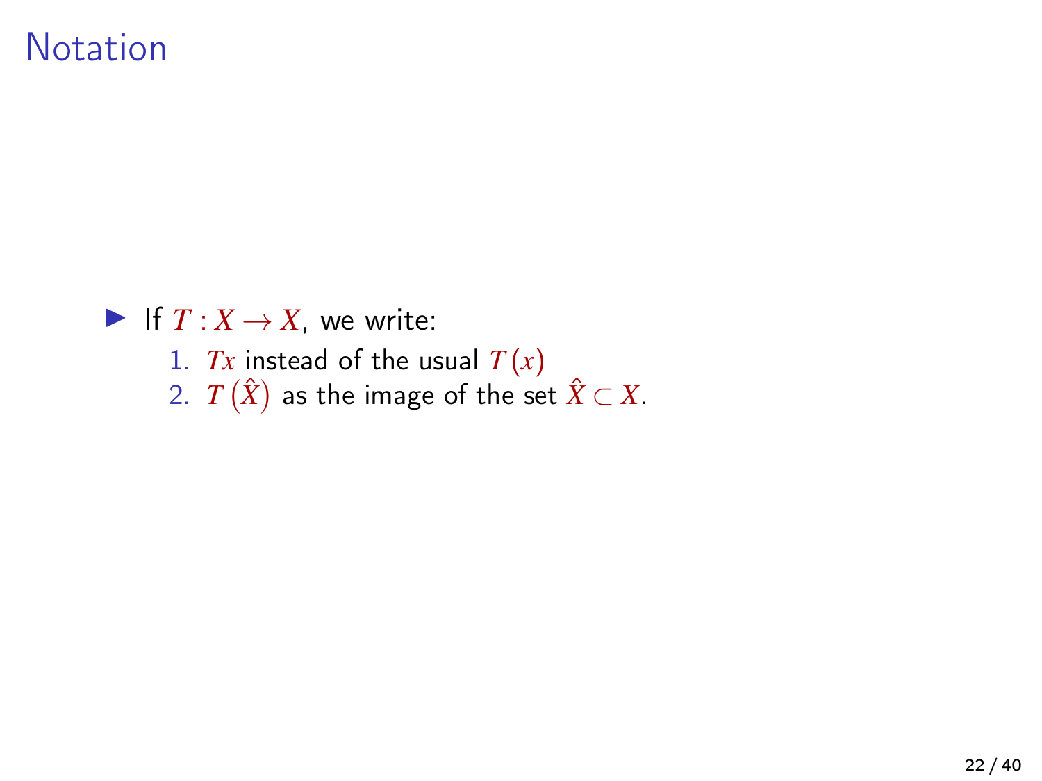# Notation

- If $T : X \to X$, we write:
  1. $Tx$ instead of the usual $T(x)$
  2. $T(\hat{X})$ as the image of the set $\hat{X} \subset X$.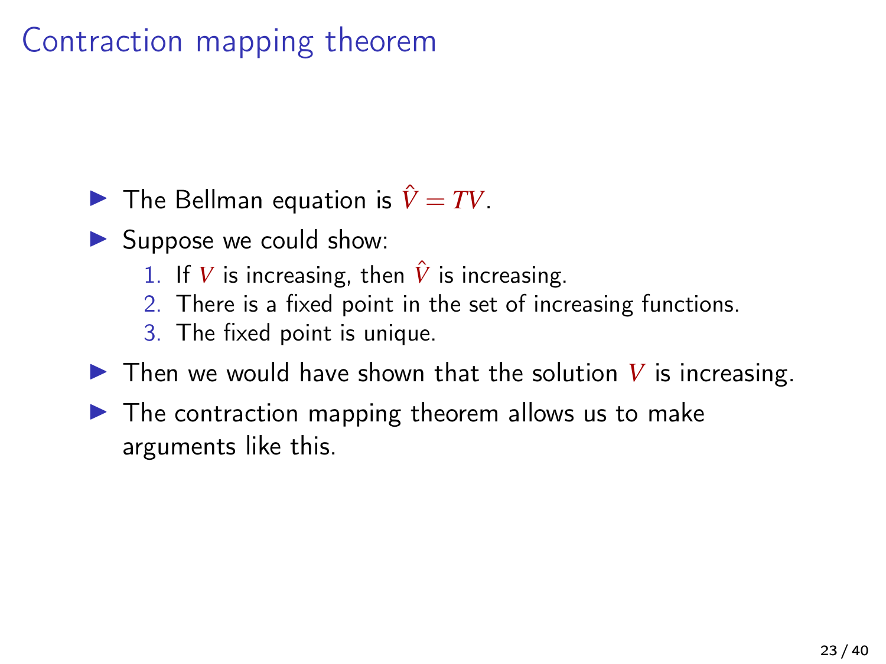# Contraction mapping theorem

- The Bellman equation is $\hat{V} = TV$.
- Suppose we could show:
  1. If $V$ is increasing, then $\hat{V}$ is increasing.
  2. There is a fixed point in the set of increasing functions.
  3. The fixed point is unique.
- Then we would have shown that the solution $V$ is increasing.
- The contraction mapping theorem allows us to make arguments like this.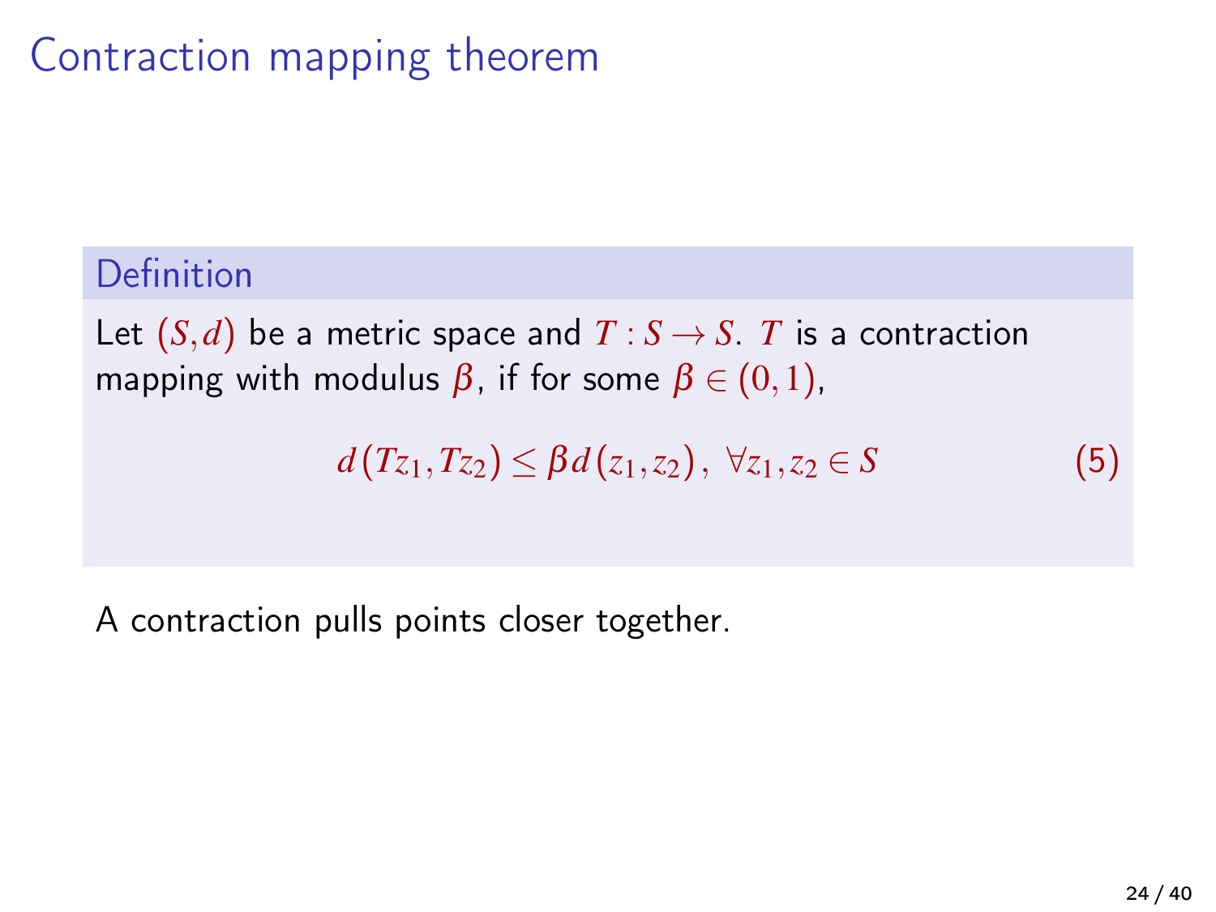# Contraction mapping theorem

**Definition**

Let $(S,d)$ be a metric space and $T: S \to S$. $T$ is a contraction mapping with modulus $\beta$, if for some $\beta \in (0,1)$,

$$d(Tz_1, Tz_2) \leq \beta d(z_1, z_2), \; \forall z_1, z_2 \in S \tag{5}$$

A contraction pulls points closer together.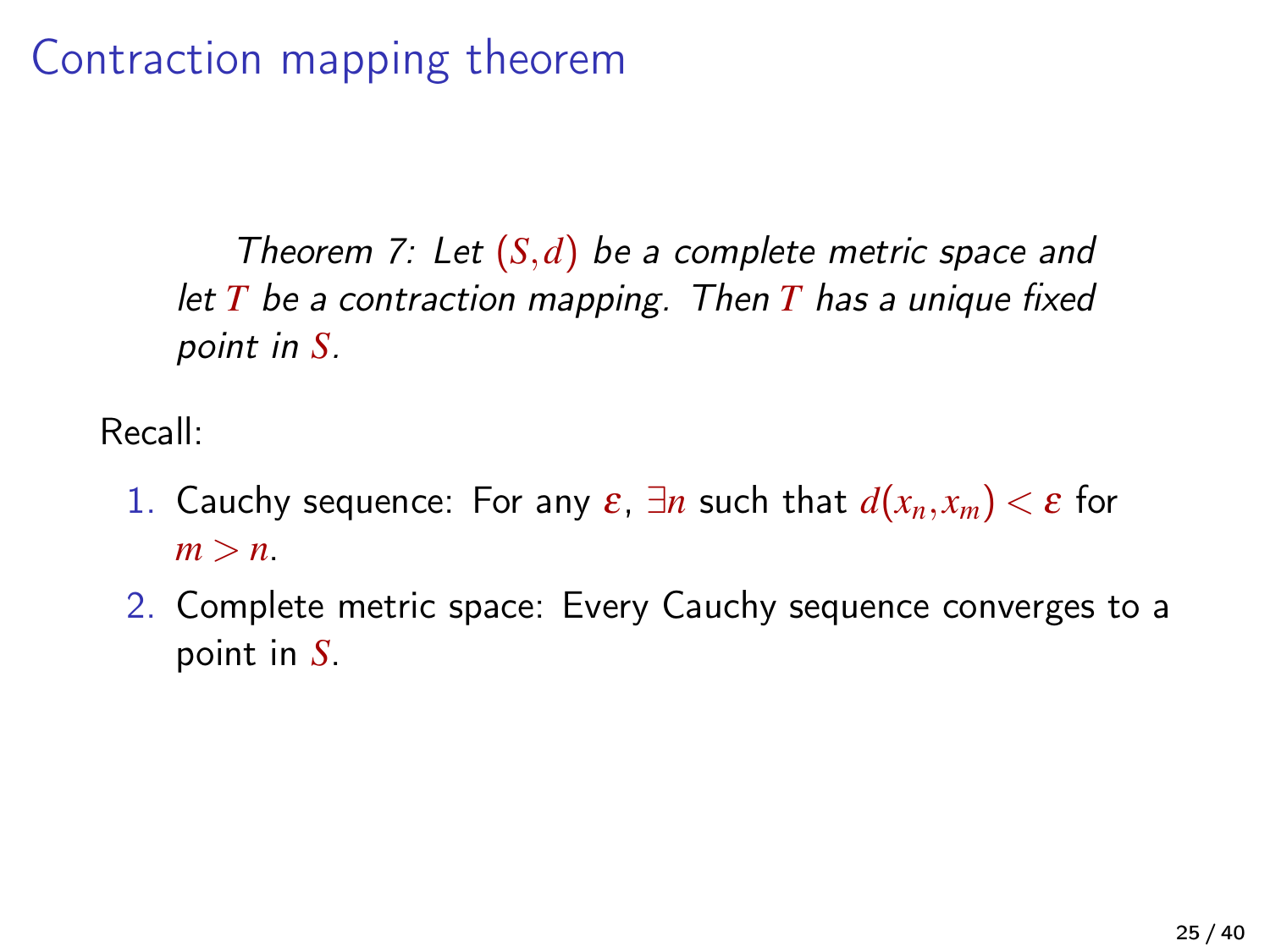# Contraction mapping theorem

*Theorem 7: Let $(S,d)$ be a complete metric space and let $T$ be a contraction mapping. Then $T$ has a unique fixed point in $S$.*

Recall:

1. Cauchy sequence: For any $\varepsilon$, $\exists n$ such that $d(x_n, x_m) < \varepsilon$ for $m > n$.
2. Complete metric space: Every Cauchy sequence converges to a point in $S$.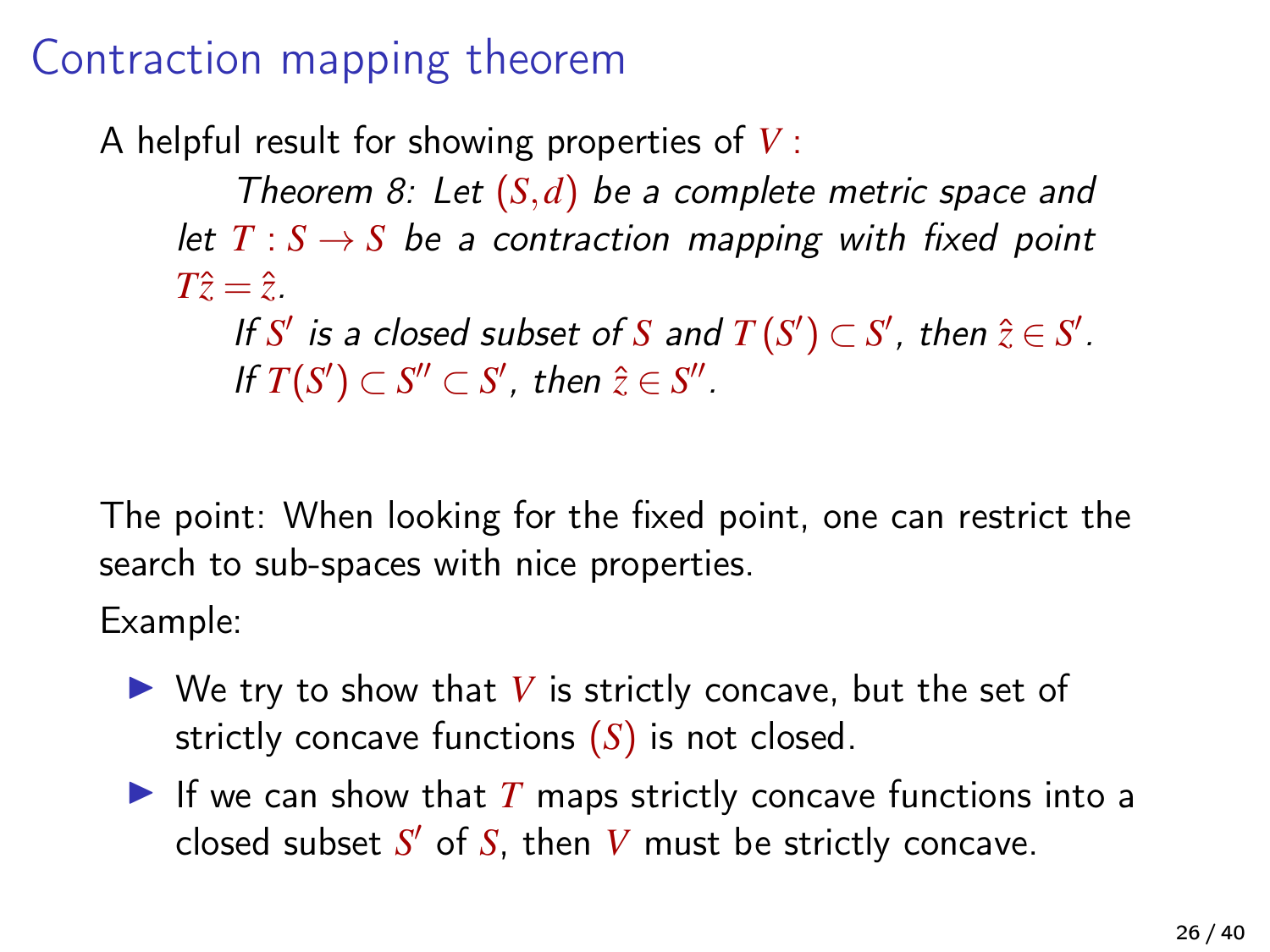# Contraction mapping theorem

A helpful result for showing properties of $V$ :

*Theorem 8: Let $(S,d)$ be a complete metric space and let $T : S \to S$ be a contraction mapping with fixed point $T\hat{z} = \hat{z}$.*

*If $S'$ is a closed subset of $S$ and $T(S') \subset S'$, then $\hat{z} \in S'$.*

*If $T(S') \subset S'' \subset S'$, then $\hat{z} \in S''$.*

The point: When looking for the fixed point, one can restrict the search to sub-spaces with nice properties.

Example:

- We try to show that $V$ is strictly concave, but the set of strictly concave functions $(S)$ is not closed.
- If we can show that $T$ maps strictly concave functions into a closed subset $S'$ of $S$, then $V$ must be strictly concave.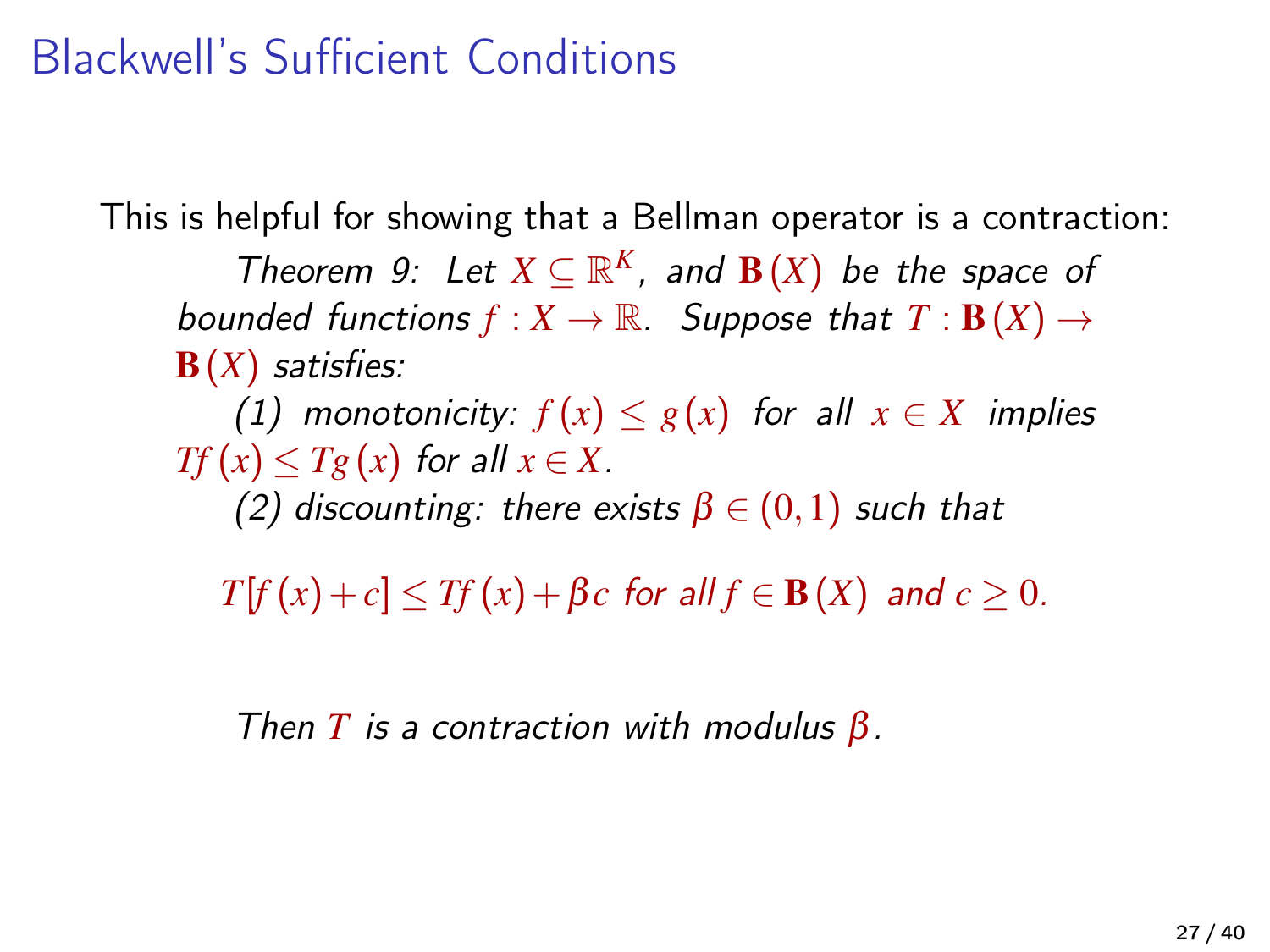# Blackwell's Sufficient Conditions

This is helpful for showing that a Bellman operator is a contraction:

*Theorem 9: Let $X \subseteq \mathbb{R}^K$, and $\mathbf{B}(X)$ be the space of bounded functions $f : X \to \mathbb{R}$. Suppose that $T : \mathbf{B}(X) \to \mathbf{B}(X)$ satisfies:*

*(1) monotonicity: $f(x) \leq g(x)$ for all $x \in X$ implies $Tf(x) \leq Tg(x)$ for all $x \in X$.*

*(2) discounting: there exists $\beta \in (0,1)$ such that*

$$T[f(x) + c] \leq Tf(x) + \beta c \text{ for all } f \in \mathbf{B}(X) \text{ and } c \geq 0.$$

*Then $T$ is a contraction with modulus $\beta$.*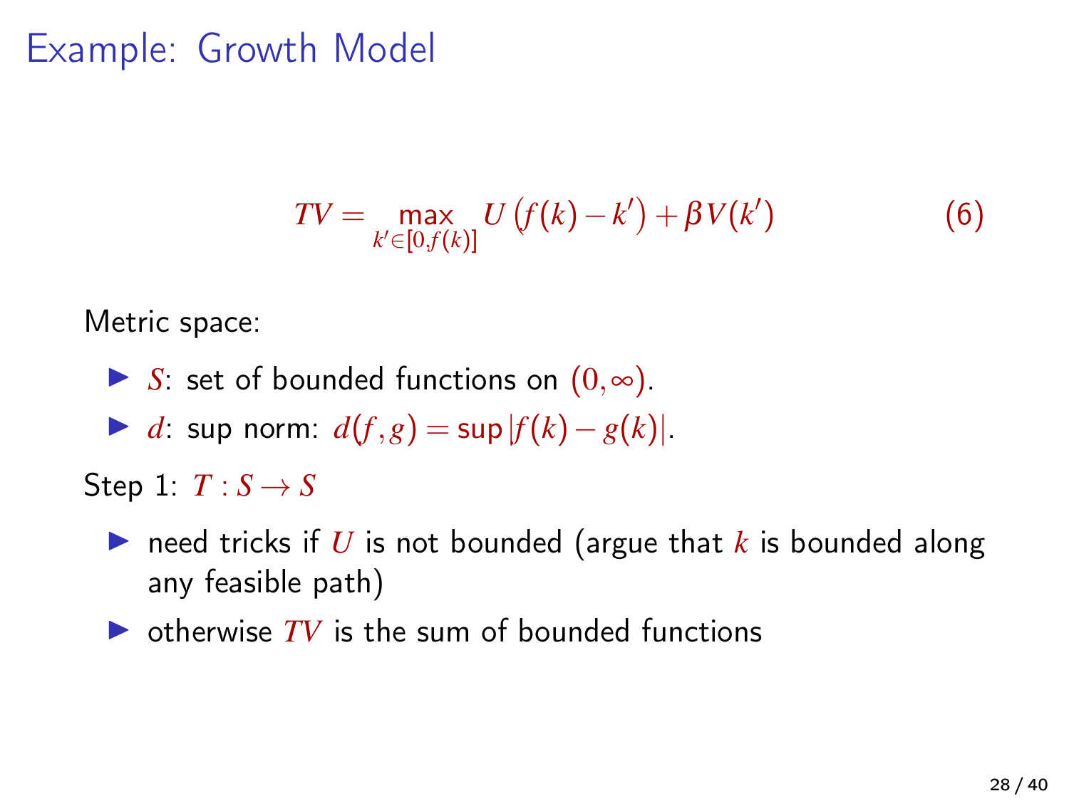# Example: Growth Model

$$TV = \max_{k' \in [0, f(k)]} U\left(f(k) - k'\right) + \beta V(k') \tag{6}$$

Metric space:

- $S$: set of bounded functions on $(0, \infty)$.
- $d$: sup norm: $d(f,g) = \sup |f(k) - g(k)|$.

Step 1: $T : S \to S$

- need tricks if $U$ is not bounded (argue that $k$ is bounded along any feasible path)
- otherwise $TV$ is the sum of bounded functions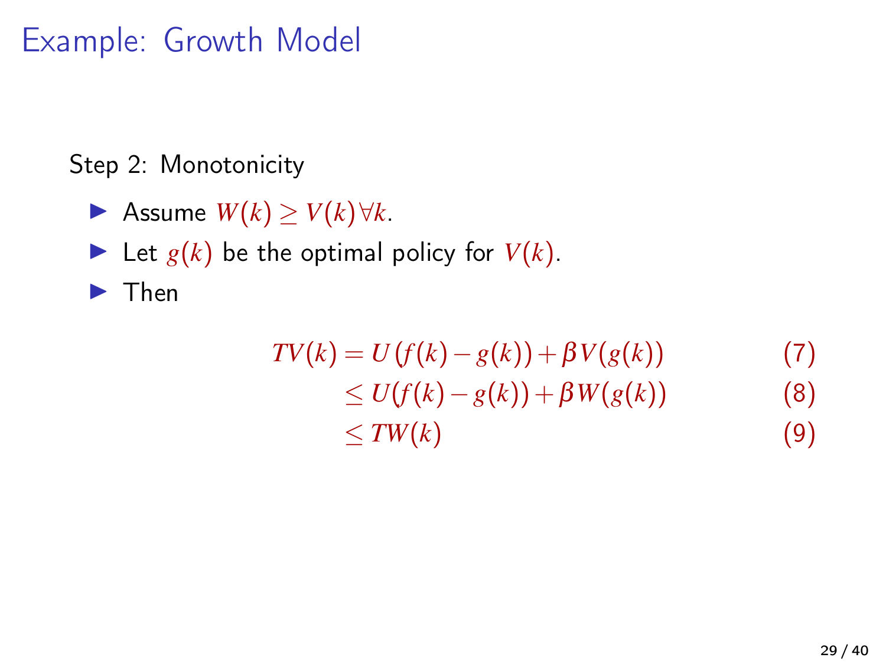# Example: Growth Model

Step 2: Monotonicity

- Assume $W(k) \geq V(k) \forall k$.
- Let $g(k)$ be the optimal policy for $V(k)$.
- Then

$$
\begin{aligned}
TV(k) &= U(f(k) - g(k)) + \beta V(g(k)) && (7) \\
&\leq U(f(k) - g(k)) + \beta W(g(k)) && (8) \\
&\leq TW(k) && (9)
\end{aligned}
$$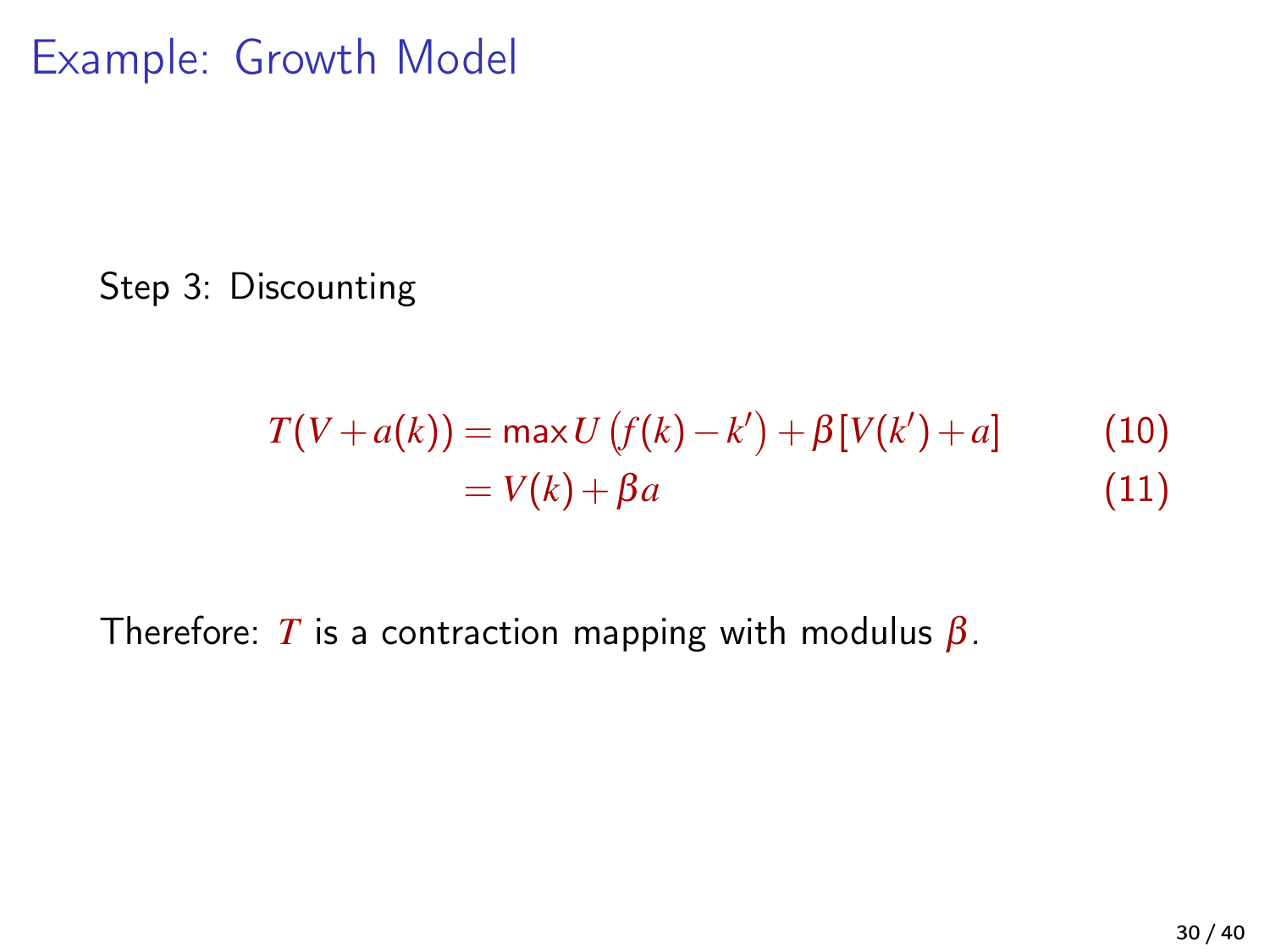# Example: Growth Model

Step 3: Discounting

$$
\begin{aligned}
T(V + a(k)) &= \max U\left(f(k) - k'\right) + \beta[V(k') + a] && (10) \\
&= V(k) + \beta a && (11)
\end{aligned}
$$

Therefore: $T$ is a contraction mapping with modulus $\beta$.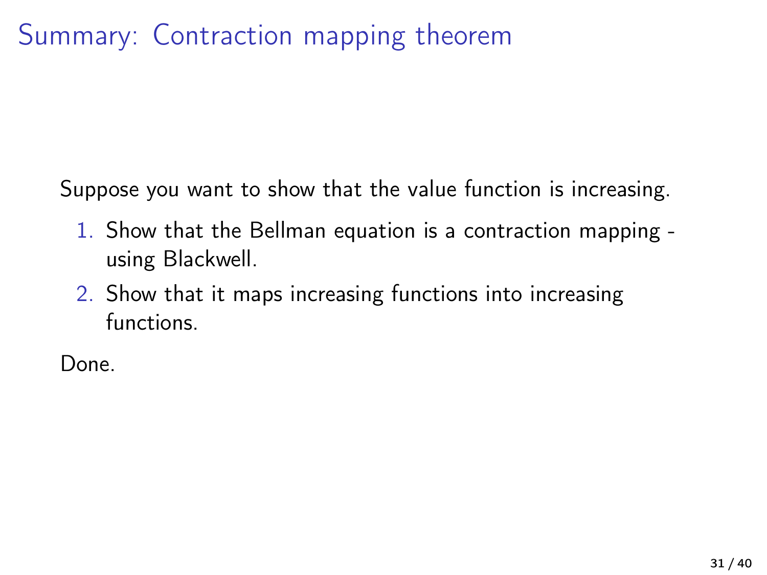# Summary: Contraction mapping theorem

Suppose you want to show that the value function is increasing.

1. Show that the Bellman equation is a contraction mapping - using Blackwell.
2. Show that it maps increasing functions into increasing functions.

Done.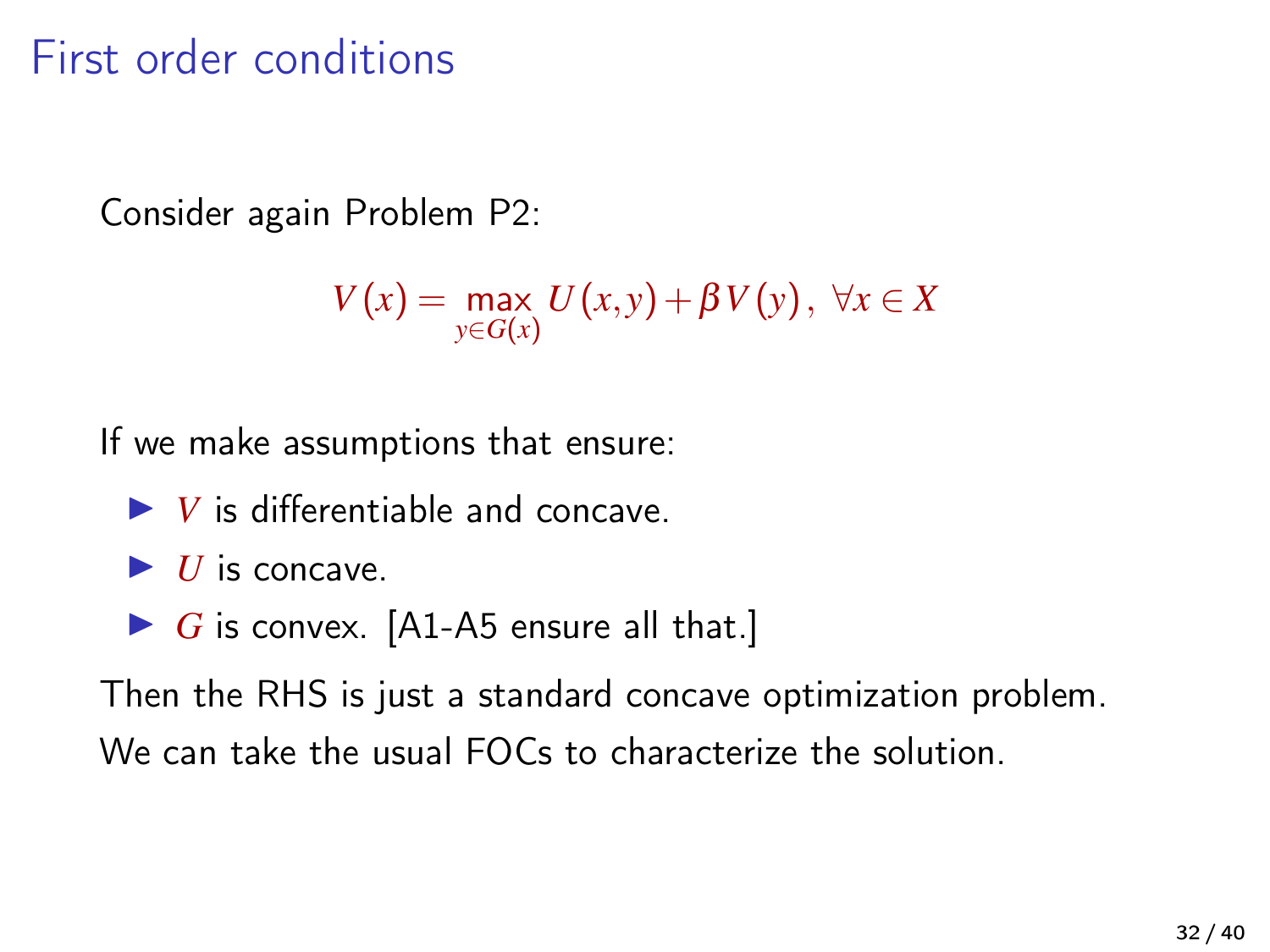# First order conditions

Consider again Problem P2:

$$V(x) = \max_{y \in G(x)} U(x,y) + \beta V(y), \; \forall x \in X$$

If we make assumptions that ensure:

- $V$ is differentiable and concave.
- $U$ is concave.
- $G$ is convex. [A1-A5 ensure all that.]

Then the RHS is just a standard concave optimization problem.

We can take the usual FOCs to characterize the solution.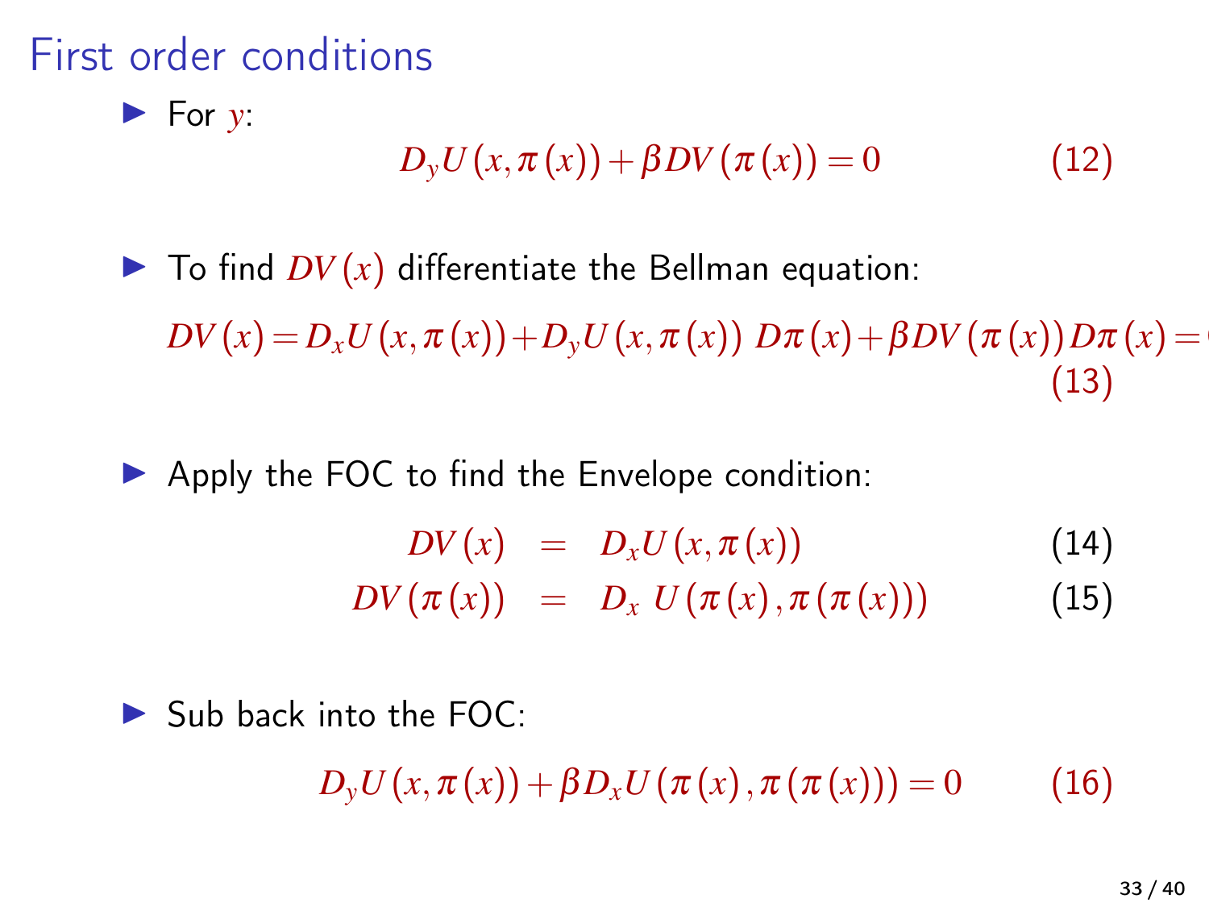# First order conditions

- For $y$:

$$D_y U(x, \pi(x)) + \beta DV(\pi(x)) = 0 \tag{12}$$

- To find $DV(x)$ differentiate the Bellman equation:

$$DV(x) = D_x U(x, \pi(x)) + D_y U(x, \pi(x))\ D\pi(x) + \beta DV(\pi(x)) D\pi(x) = \tag{13}$$

- Apply the FOC to find the Envelope condition:

$$DV(x) = D_x U(x, \pi(x)) \tag{14}$$

$$DV(\pi(x)) = D_x\ U(\pi(x), \pi(\pi(x))) \tag{15}$$

- Sub back into the FOC:

$$D_y U(x, \pi(x)) + \beta D_x U(\pi(x), \pi(\pi(x))) = 0 \tag{16}$$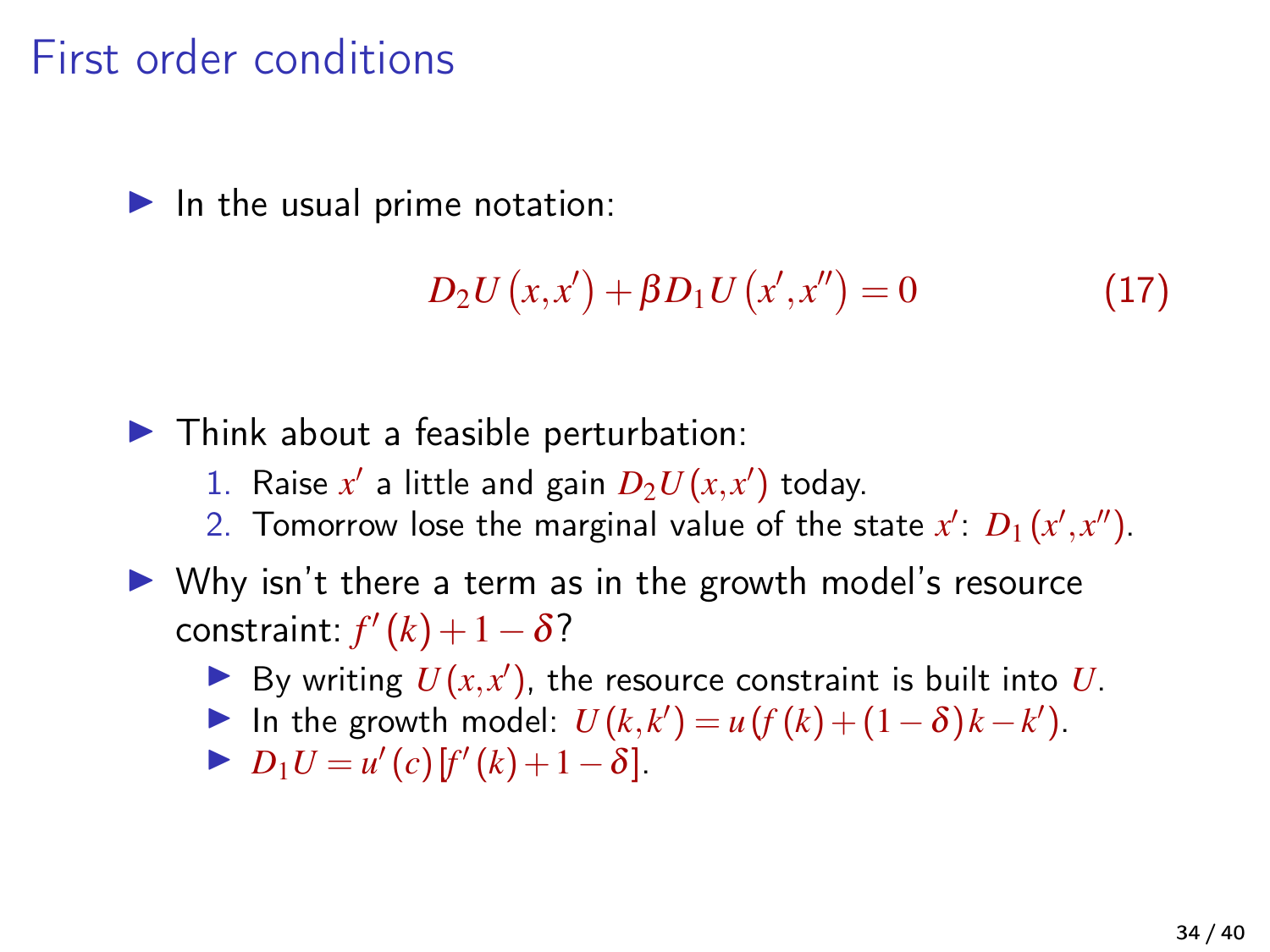# First order conditions

- In the usual prime notation:

$$D_2 U\left(x, x'\right) + \beta D_1 U\left(x', x''\right) = 0 \tag{17}$$

- Think about a feasible perturbation:
  1. Raise $x'$ a little and gain $D_2 U(x, x')$ today.
  2. Tomorrow lose the marginal value of the state $x'$: $D_1(x', x'')$.
- Why isn't there a term as in the growth model's resource constraint: $f'(k) + 1 - \delta$?
  - By writing $U(x, x')$, the resource constraint is built into $U$.
  - In the growth model: $U(k, k') = u(f(k) + (1-\delta)k - k')$.
  - $D_1 U = u'(c)[f'(k) + 1 - \delta]$.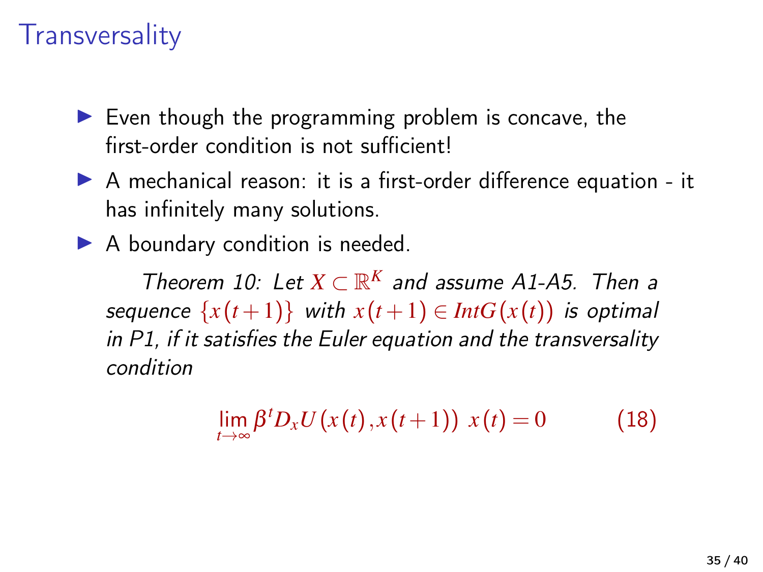# Transversality

- Even though the programming problem is concave, the first-order condition is not sufficient!
- A mechanical reason: it is a first-order difference equation - it has infinitely many solutions.
- A boundary condition is needed.

*Theorem 10: Let $X \subset \mathbb{R}^K$ and assume A1-A5. Then a sequence $\{x(t+1)\}$ with $x(t+1) \in Int G(x(t))$ is optimal in P1, if it satisfies the Euler equation and the transversality condition*

$$\lim_{t \to \infty} \beta^t D_x U(x(t), x(t+1))\ x(t) = 0 \tag{18}$$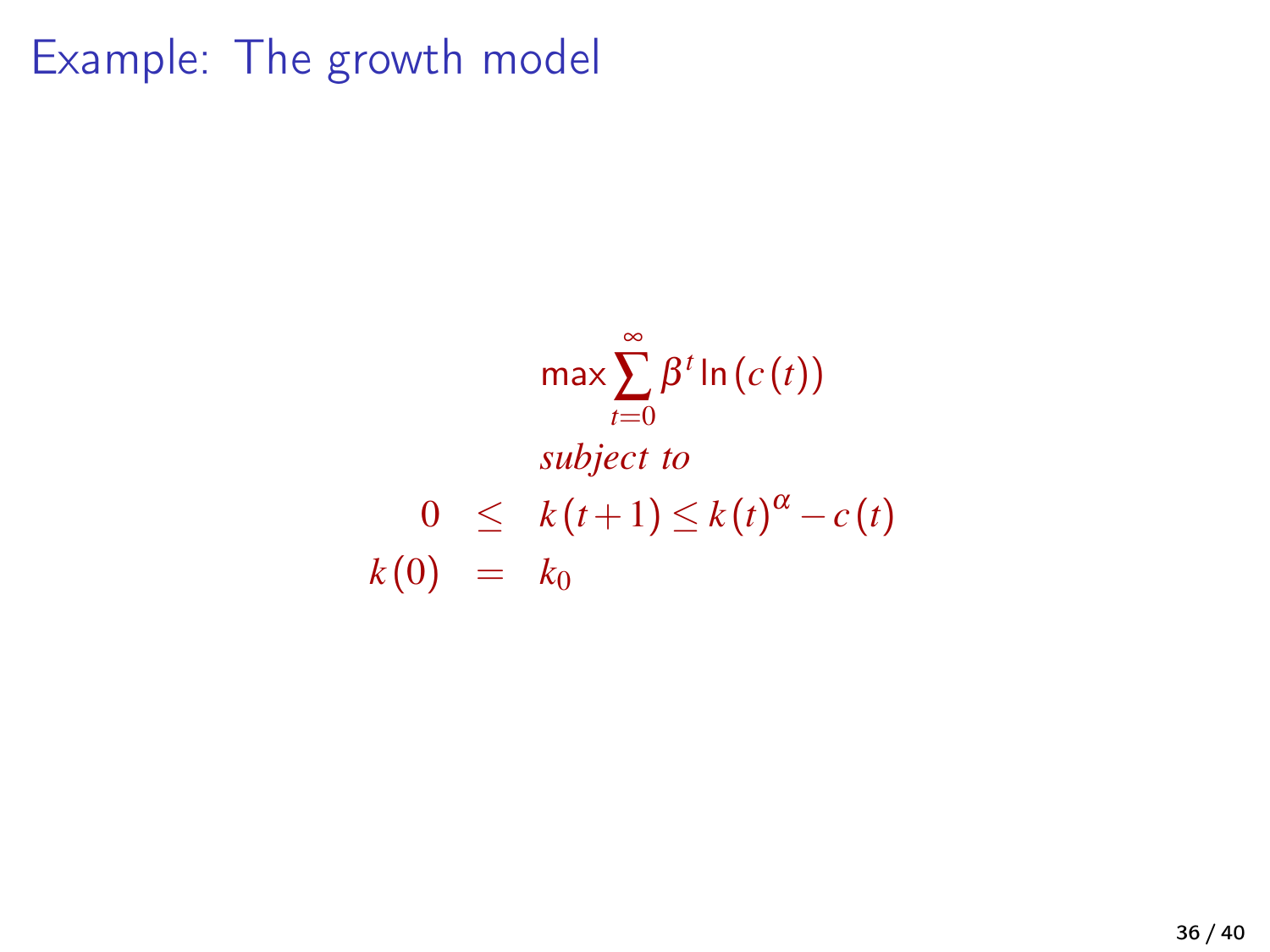# Example: The growth model

$$
\begin{aligned}
& \max \sum_{t=0}^{\infty} \beta^t \ln(c(t)) \\
& \textit{subject to} \\
0 & \leq k(t+1) \leq k(t)^{\alpha} - c(t) \\
k(0) & = k_0
\end{aligned}
$$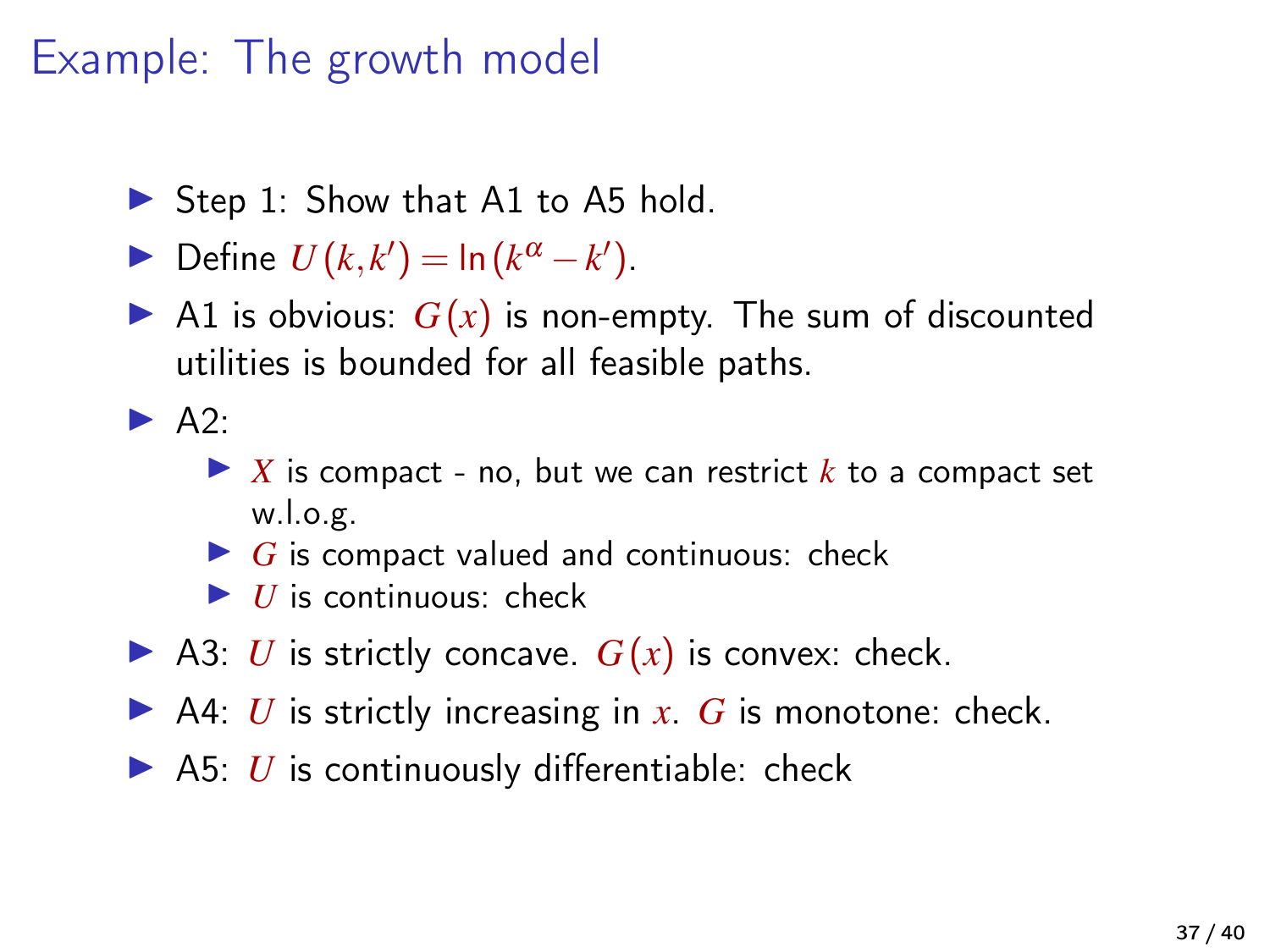# Example: The growth model

- Step 1: Show that A1 to A5 hold.
- Define $U(k,k') = \ln(k^{\alpha} - k')$.
- A1 is obvious: $G(x)$ is non-empty. The sum of discounted utilities is bounded for all feasible paths.
- A2:
  - $X$ is compact - no, but we can restrict $k$ to a compact set w.l.o.g.
  - $G$ is compact valued and continuous: check
  - $U$ is continuous: check
- A3: $U$ is strictly concave. $G(x)$ is convex: check.
- A4: $U$ is strictly increasing in $x$. $G$ is monotone: check.
- A5: $U$ is continuously differentiable: check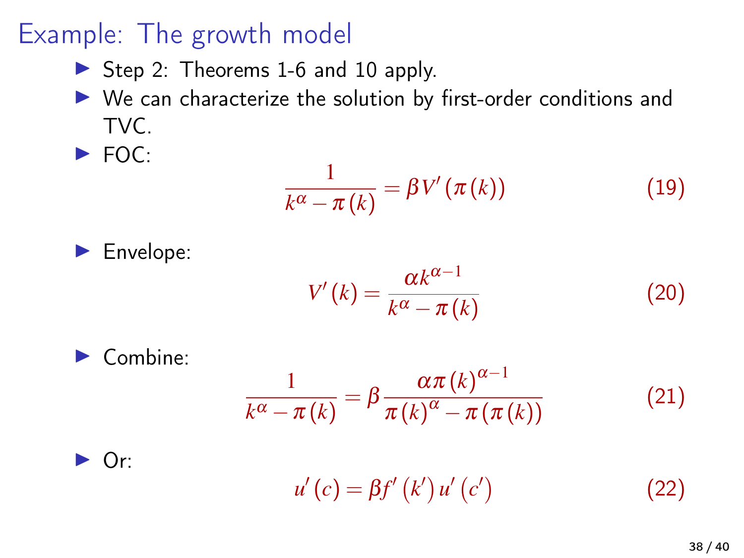# Example: The growth model

- Step 2: Theorems 1-6 and 10 apply.
- We can characterize the solution by first-order conditions and TVC.
- FOC:

$$\frac{1}{k^{\alpha} - \pi(k)} = \beta V'(\pi(k)) \tag{19}$$

- Envelope:

$$V'(k) = \frac{\alpha k^{\alpha-1}}{k^{\alpha} - \pi(k)} \tag{20}$$

- Combine:

$$\frac{1}{k^{\alpha} - \pi(k)} = \beta \frac{\alpha \pi(k)^{\alpha-1}}{\pi(k)^{\alpha} - \pi(\pi(k))} \tag{21}$$

- Or:

$$u'(c) = \beta f'(k') u'(c') \tag{22}$$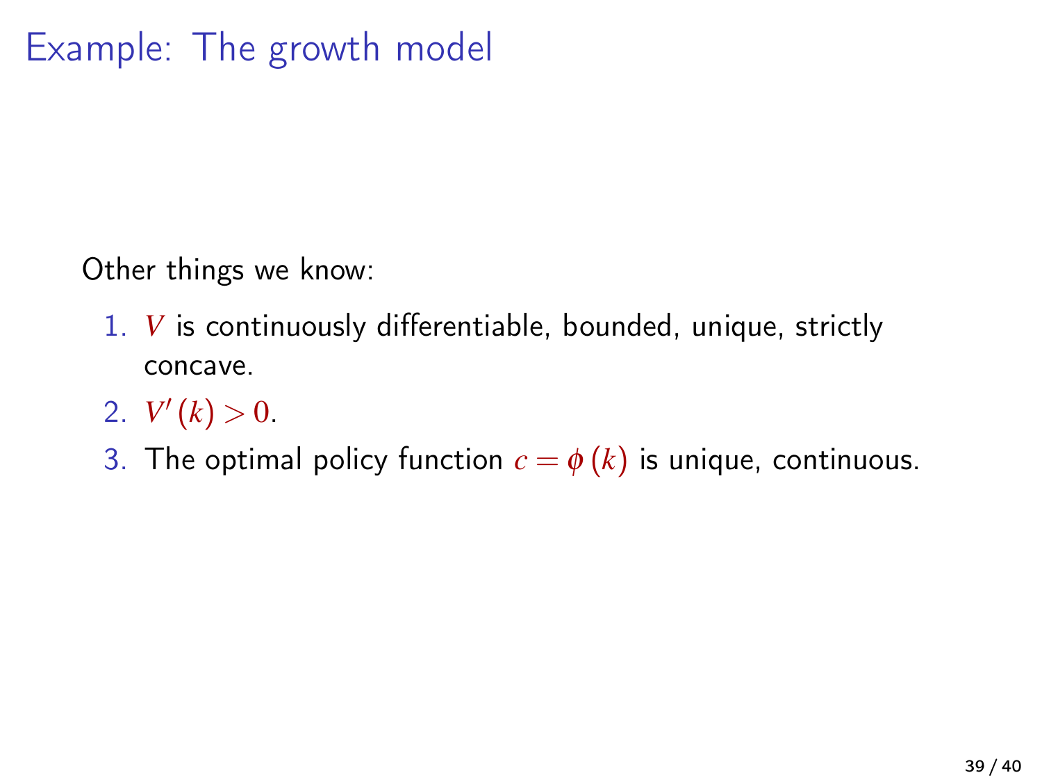# Example: The growth model

Other things we know:

1. $V$ is continuously differentiable, bounded, unique, strictly concave.
2. $V'(k) > 0$.
3. The optimal policy function $c = \phi(k)$ is unique, continuous.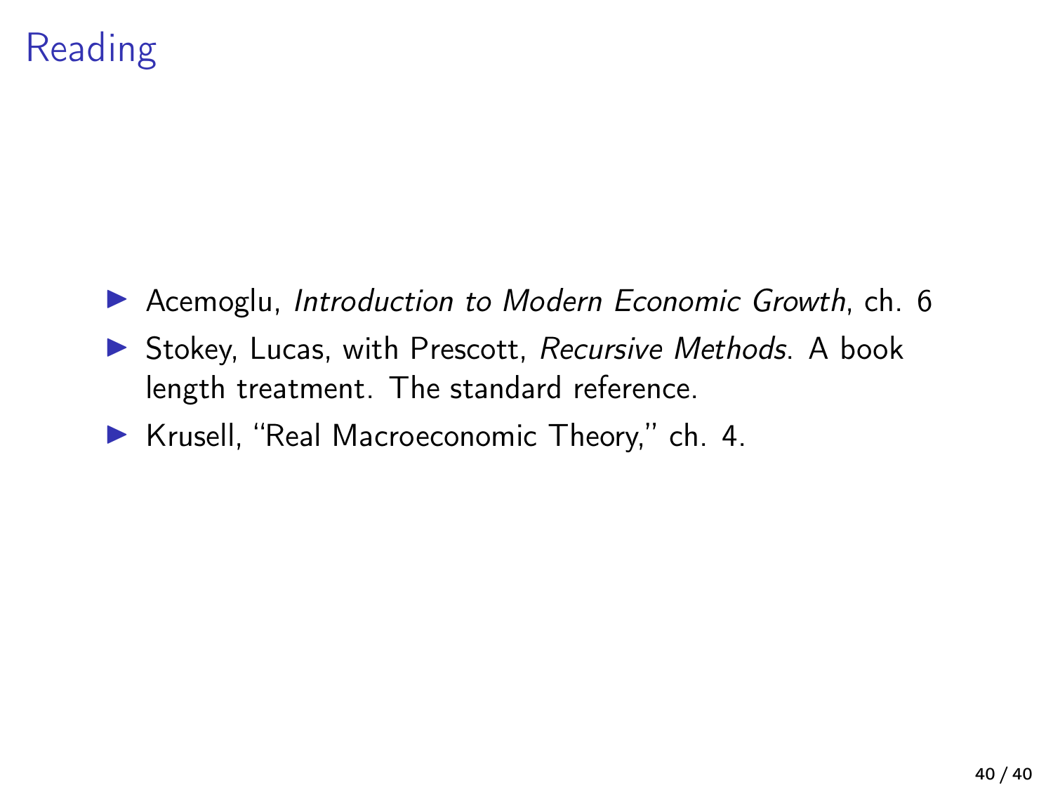# Reading

- Acemoglu, *Introduction to Modern Economic Growth*, ch. 6
- Stokey, Lucas, with Prescott, *Recursive Methods*. A book length treatment. The standard reference.
- Krusell, "Real Macroeconomic Theory," ch. 4.